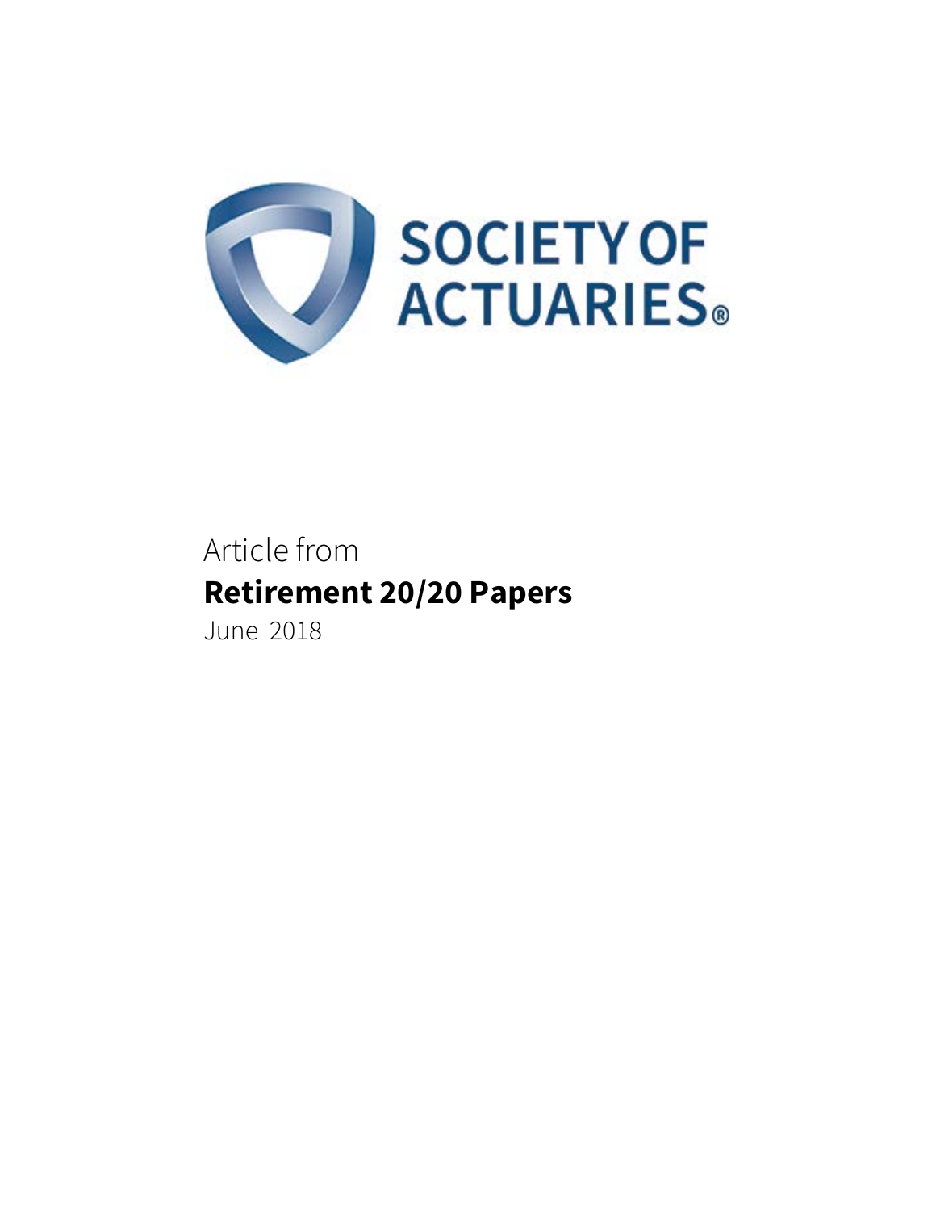SOCIETY OF ACTUARIES®

Article from

**Retirement 20/20 Papers**

June 2018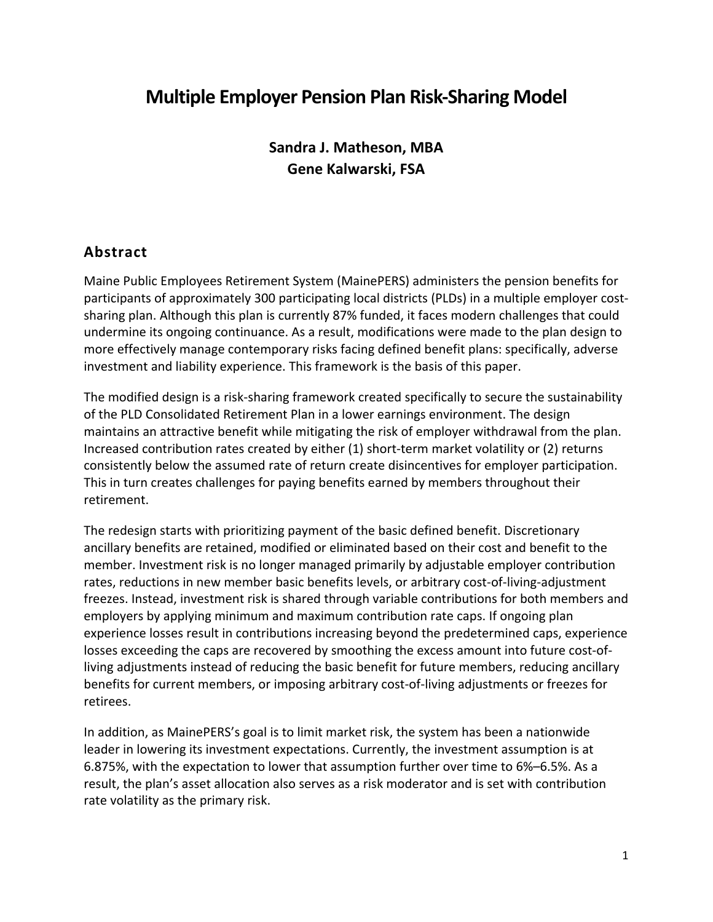# Multiple Employer Pension Plan Risk-Sharing Model

**Sandra J. Matheson, MBA**
**Gene Kalwarski, FSA**

## Abstract

Maine Public Employees Retirement System (MainePERS) administers the pension benefits for participants of approximately 300 participating local districts (PLDs) in a multiple employer cost-sharing plan. Although this plan is currently 87% funded, it faces modern challenges that could undermine its ongoing continuance. As a result, modifications were made to the plan design to more effectively manage contemporary risks facing defined benefit plans: specifically, adverse investment and liability experience. This framework is the basis of this paper.

The modified design is a risk-sharing framework created specifically to secure the sustainability of the PLD Consolidated Retirement Plan in a lower earnings environment. The design maintains an attractive benefit while mitigating the risk of employer withdrawal from the plan. Increased contribution rates created by either (1) short-term market volatility or (2) returns consistently below the assumed rate of return create disincentives for employer participation. This in turn creates challenges for paying benefits earned by members throughout their retirement.

The redesign starts with prioritizing payment of the basic defined benefit. Discretionary ancillary benefits are retained, modified or eliminated based on their cost and benefit to the member. Investment risk is no longer managed primarily by adjustable employer contribution rates, reductions in new member basic benefits levels, or arbitrary cost-of-living-adjustment freezes. Instead, investment risk is shared through variable contributions for both members and employers by applying minimum and maximum contribution rate caps. If ongoing plan experience losses result in contributions increasing beyond the predetermined caps, experience losses exceeding the caps are recovered by smoothing the excess amount into future cost-of-living adjustments instead of reducing the basic benefit for future members, reducing ancillary benefits for current members, or imposing arbitrary cost-of-living adjustments or freezes for retirees.

In addition, as MainePERS's goal is to limit market risk, the system has been a nationwide leader in lowering its investment expectations. Currently, the investment assumption is at 6.875%, with the expectation to lower that assumption further over time to 6%–6.5%. As a result, the plan's asset allocation also serves as a risk moderator and is set with contribution rate volatility as the primary risk.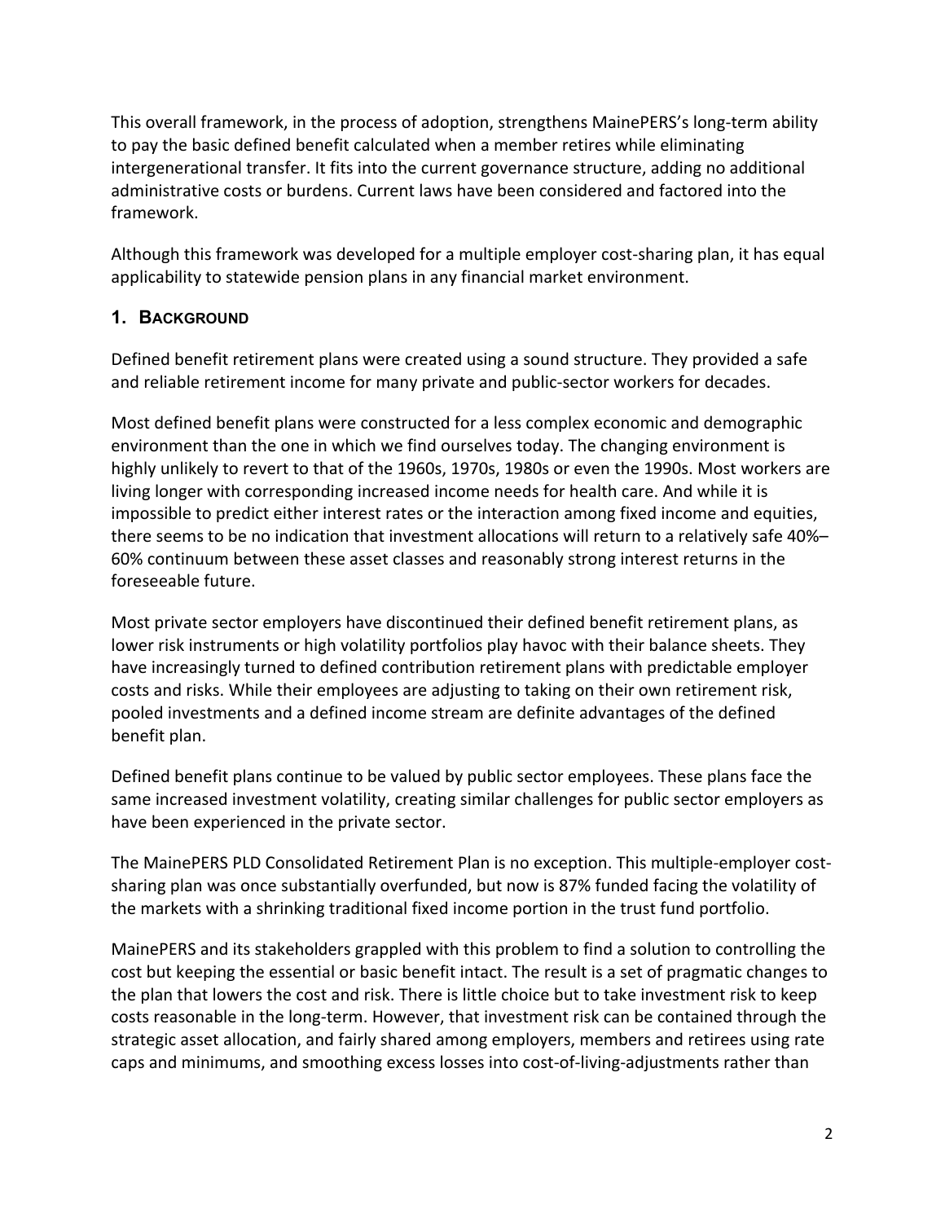This overall framework, in the process of adoption, strengthens MainePERS's long-term ability to pay the basic defined benefit calculated when a member retires while eliminating intergenerational transfer. It fits into the current governance structure, adding no additional administrative costs or burdens. Current laws have been considered and factored into the framework.

Although this framework was developed for a multiple employer cost-sharing plan, it has equal applicability to statewide pension plans in any financial market environment.

## 1. Background

Defined benefit retirement plans were created using a sound structure. They provided a safe and reliable retirement income for many private and public-sector workers for decades.

Most defined benefit plans were constructed for a less complex economic and demographic environment than the one in which we find ourselves today. The changing environment is highly unlikely to revert to that of the 1960s, 1970s, 1980s or even the 1990s. Most workers are living longer with corresponding increased income needs for health care. And while it is impossible to predict either interest rates or the interaction among fixed income and equities, there seems to be no indication that investment allocations will return to a relatively safe 40%–60% continuum between these asset classes and reasonably strong interest returns in the foreseeable future.

Most private sector employers have discontinued their defined benefit retirement plans, as lower risk instruments or high volatility portfolios play havoc with their balance sheets. They have increasingly turned to defined contribution retirement plans with predictable employer costs and risks. While their employees are adjusting to taking on their own retirement risk, pooled investments and a defined income stream are definite advantages of the defined benefit plan.

Defined benefit plans continue to be valued by public sector employees. These plans face the same increased investment volatility, creating similar challenges for public sector employers as have been experienced in the private sector.

The MainePERS PLD Consolidated Retirement Plan is no exception. This multiple-employer cost-sharing plan was once substantially overfunded, but now is 87% funded facing the volatility of the markets with a shrinking traditional fixed income portion in the trust fund portfolio.

MainePERS and its stakeholders grappled with this problem to find a solution to controlling the cost but keeping the essential or basic benefit intact. The result is a set of pragmatic changes to the plan that lowers the cost and risk. There is little choice but to take investment risk to keep costs reasonable in the long-term. However, that investment risk can be contained through the strategic asset allocation, and fairly shared among employers, members and retirees using rate caps and minimums, and smoothing excess losses into cost-of-living-adjustments rather than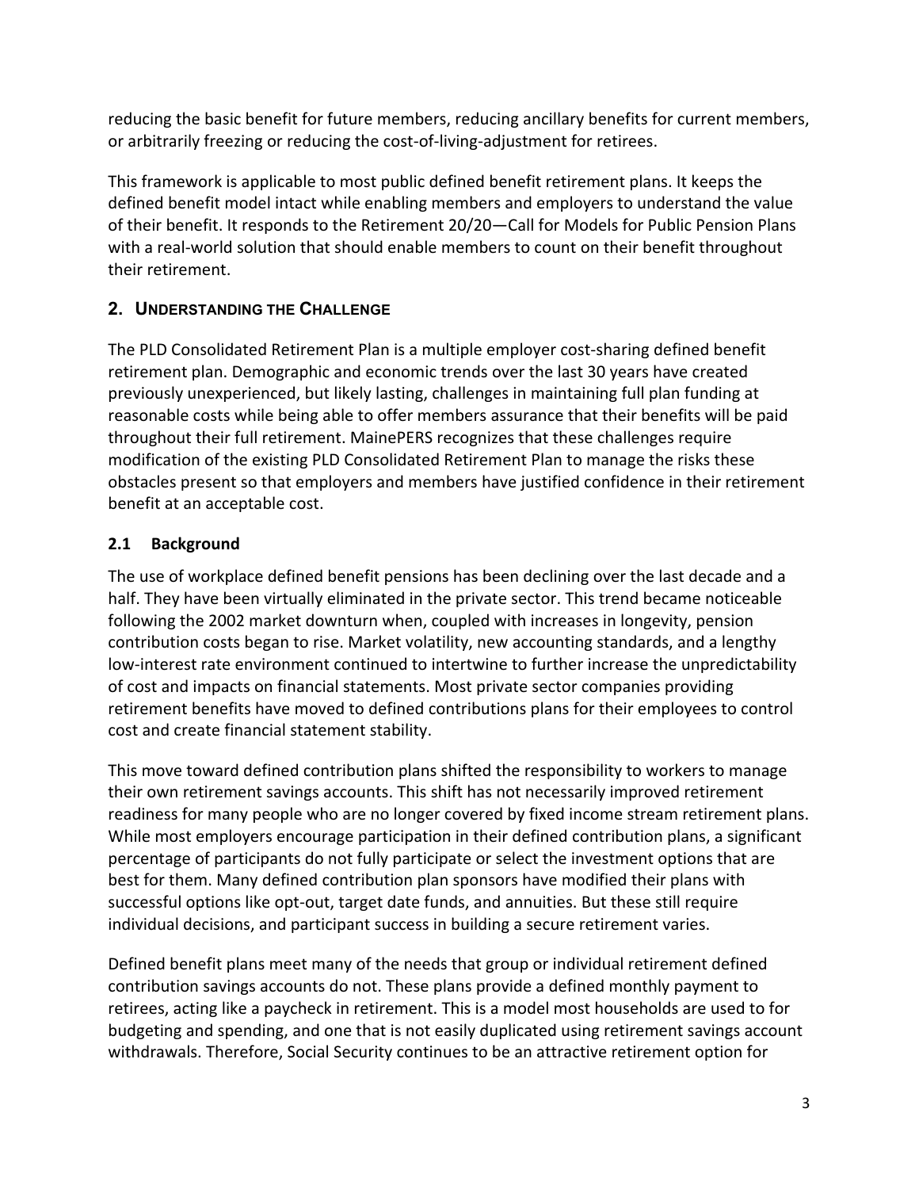reducing the basic benefit for future members, reducing ancillary benefits for current members, or arbitrarily freezing or reducing the cost-of-living-adjustment for retirees.

This framework is applicable to most public defined benefit retirement plans. It keeps the defined benefit model intact while enabling members and employers to understand the value of their benefit. It responds to the Retirement 20/20—Call for Models for Public Pension Plans with a real-world solution that should enable members to count on their benefit throughout their retirement.

## 2. Understanding the Challenge

The PLD Consolidated Retirement Plan is a multiple employer cost-sharing defined benefit retirement plan. Demographic and economic trends over the last 30 years have created previously unexperienced, but likely lasting, challenges in maintaining full plan funding at reasonable costs while being able to offer members assurance that their benefits will be paid throughout their full retirement. MainePERS recognizes that these challenges require modification of the existing PLD Consolidated Retirement Plan to manage the risks these obstacles present so that employers and members have justified confidence in their retirement benefit at an acceptable cost.

### 2.1 Background

The use of workplace defined benefit pensions has been declining over the last decade and a half. They have been virtually eliminated in the private sector. This trend became noticeable following the 2002 market downturn when, coupled with increases in longevity, pension contribution costs began to rise. Market volatility, new accounting standards, and a lengthy low-interest rate environment continued to intertwine to further increase the unpredictability of cost and impacts on financial statements. Most private sector companies providing retirement benefits have moved to defined contributions plans for their employees to control cost and create financial statement stability.

This move toward defined contribution plans shifted the responsibility to workers to manage their own retirement savings accounts. This shift has not necessarily improved retirement readiness for many people who are no longer covered by fixed income stream retirement plans. While most employers encourage participation in their defined contribution plans, a significant percentage of participants do not fully participate or select the investment options that are best for them. Many defined contribution plan sponsors have modified their plans with successful options like opt-out, target date funds, and annuities. But these still require individual decisions, and participant success in building a secure retirement varies.

Defined benefit plans meet many of the needs that group or individual retirement defined contribution savings accounts do not. These plans provide a defined monthly payment to retirees, acting like a paycheck in retirement. This is a model most households are used to for budgeting and spending, and one that is not easily duplicated using retirement savings account withdrawals. Therefore, Social Security continues to be an attractive retirement option for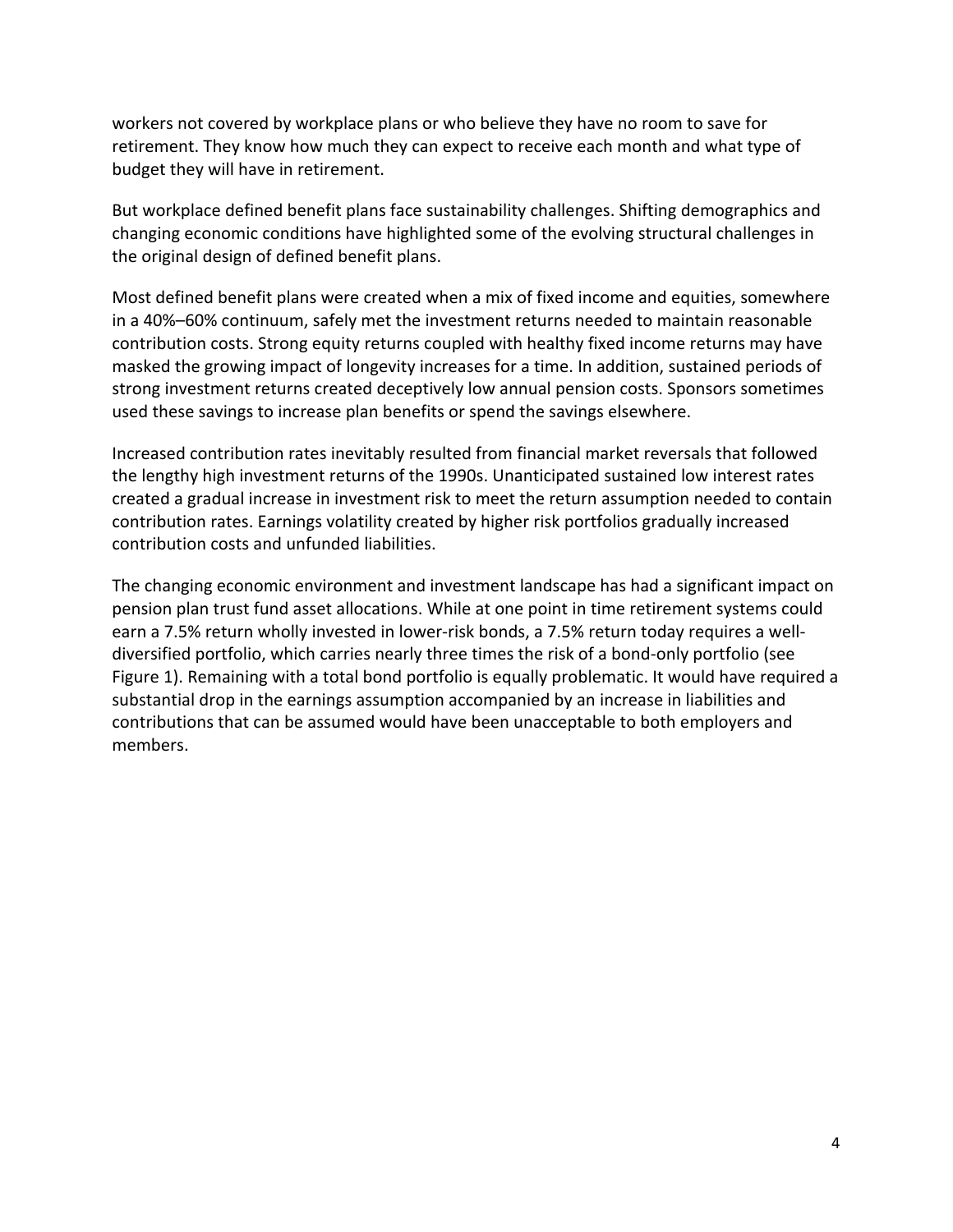workers not covered by workplace plans or who believe they have no room to save for retirement. They know how much they can expect to receive each month and what type of budget they will have in retirement.

But workplace defined benefit plans face sustainability challenges. Shifting demographics and changing economic conditions have highlighted some of the evolving structural challenges in the original design of defined benefit plans.

Most defined benefit plans were created when a mix of fixed income and equities, somewhere in a 40%–60% continuum, safely met the investment returns needed to maintain reasonable contribution costs. Strong equity returns coupled with healthy fixed income returns may have masked the growing impact of longevity increases for a time. In addition, sustained periods of strong investment returns created deceptively low annual pension costs. Sponsors sometimes used these savings to increase plan benefits or spend the savings elsewhere.

Increased contribution rates inevitably resulted from financial market reversals that followed the lengthy high investment returns of the 1990s. Unanticipated sustained low interest rates created a gradual increase in investment risk to meet the return assumption needed to contain contribution rates. Earnings volatility created by higher risk portfolios gradually increased contribution costs and unfunded liabilities.

The changing economic environment and investment landscape has had a significant impact on pension plan trust fund asset allocations. While at one point in time retirement systems could earn a 7.5% return wholly invested in lower-risk bonds, a 7.5% return today requires a well-diversified portfolio, which carries nearly three times the risk of a bond-only portfolio (see Figure 1). Remaining with a total bond portfolio is equally problematic. It would have required a substantial drop in the earnings assumption accompanied by an increase in liabilities and contributions that can be assumed would have been unacceptable to both employers and members.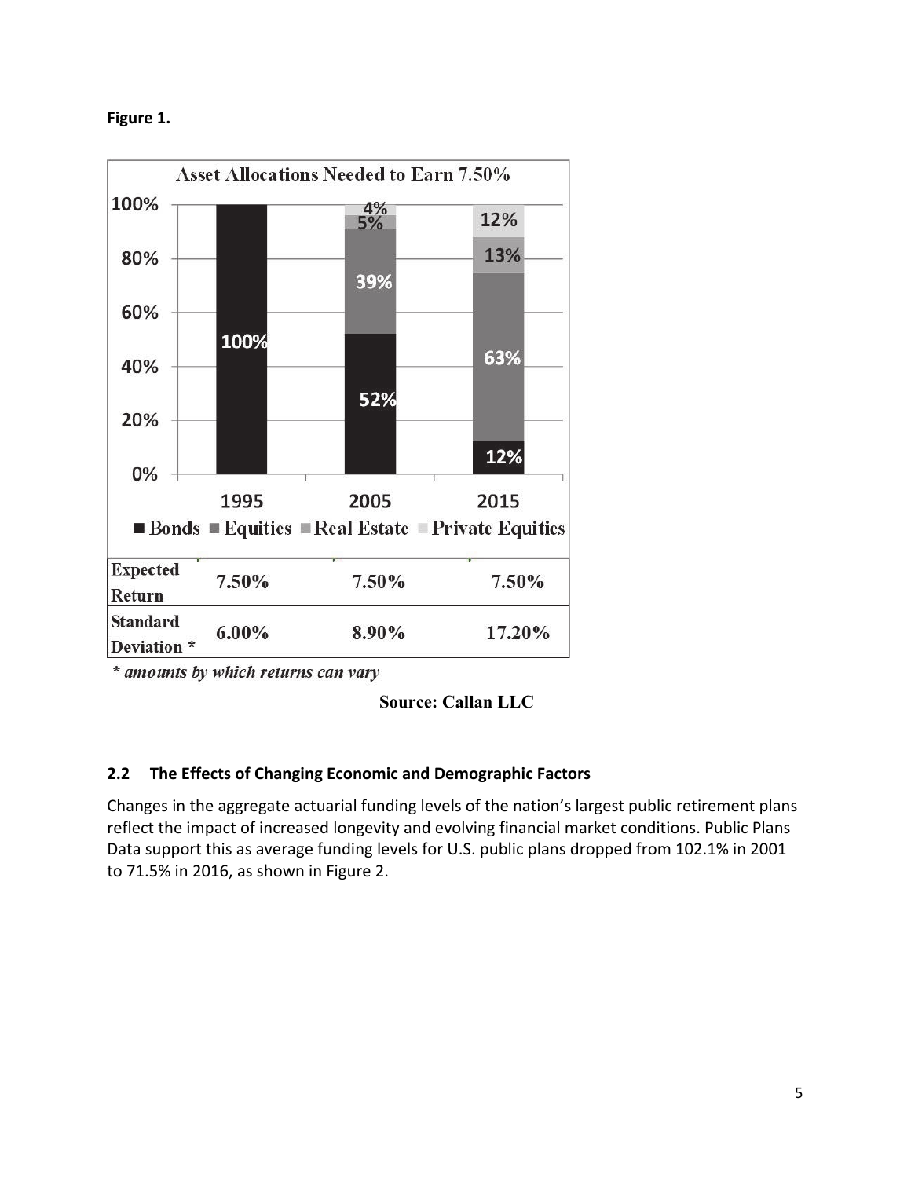**Figure 1.**

| | 1995 | 2005 | 2015 |
|---|---|---|---|
| Expected Return | 7.50% | 7.50% | 7.50% |
| Standard Deviation * | 6.00% | 8.90% | 17.20% |

*\* amounts by which returns can vary*

**Source: Callan LLC**

### 2.2 The Effects of Changing Economic and Demographic Factors

Changes in the aggregate actuarial funding levels of the nation's largest public retirement plans reflect the impact of increased longevity and evolving financial market conditions. Public Plans Data support this as average funding levels for U.S. public plans dropped from 102.1% in 2001 to 71.5% in 2016, as shown in Figure 2.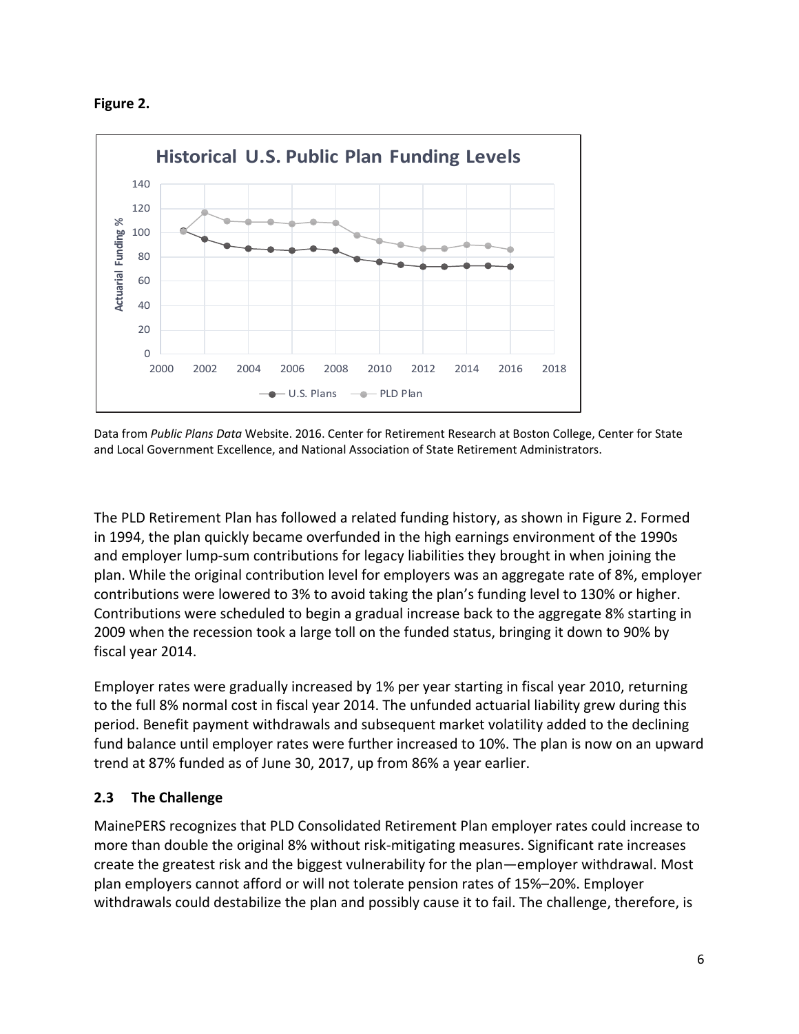**Figure 2.**

Data from *Public Plans Data* Website. 2016. Center for Retirement Research at Boston College, Center for State and Local Government Excellence, and National Association of State Retirement Administrators.

The PLD Retirement Plan has followed a related funding history, as shown in Figure 2. Formed in 1994, the plan quickly became overfunded in the high earnings environment of the 1990s and employer lump-sum contributions for legacy liabilities they brought in when joining the plan. While the original contribution level for employers was an aggregate rate of 8%, employer contributions were lowered to 3% to avoid taking the plan's funding level to 130% or higher. Contributions were scheduled to begin a gradual increase back to the aggregate 8% starting in 2009 when the recession took a large toll on the funded status, bringing it down to 90% by fiscal year 2014.

Employer rates were gradually increased by 1% per year starting in fiscal year 2010, returning to the full 8% normal cost in fiscal year 2014. The unfunded actuarial liability grew during this period. Benefit payment withdrawals and subsequent market volatility added to the declining fund balance until employer rates were further increased to 10%. The plan is now on an upward trend at 87% funded as of June 30, 2017, up from 86% a year earlier.

## 2.3 The Challenge

MainePERS recognizes that PLD Consolidated Retirement Plan employer rates could increase to more than double the original 8% without risk-mitigating measures. Significant rate increases create the greatest risk and the biggest vulnerability for the plan—employer withdrawal. Most plan employers cannot afford or will not tolerate pension rates of 15%–20%. Employer withdrawals could destabilize the plan and possibly cause it to fail. The challenge, therefore, is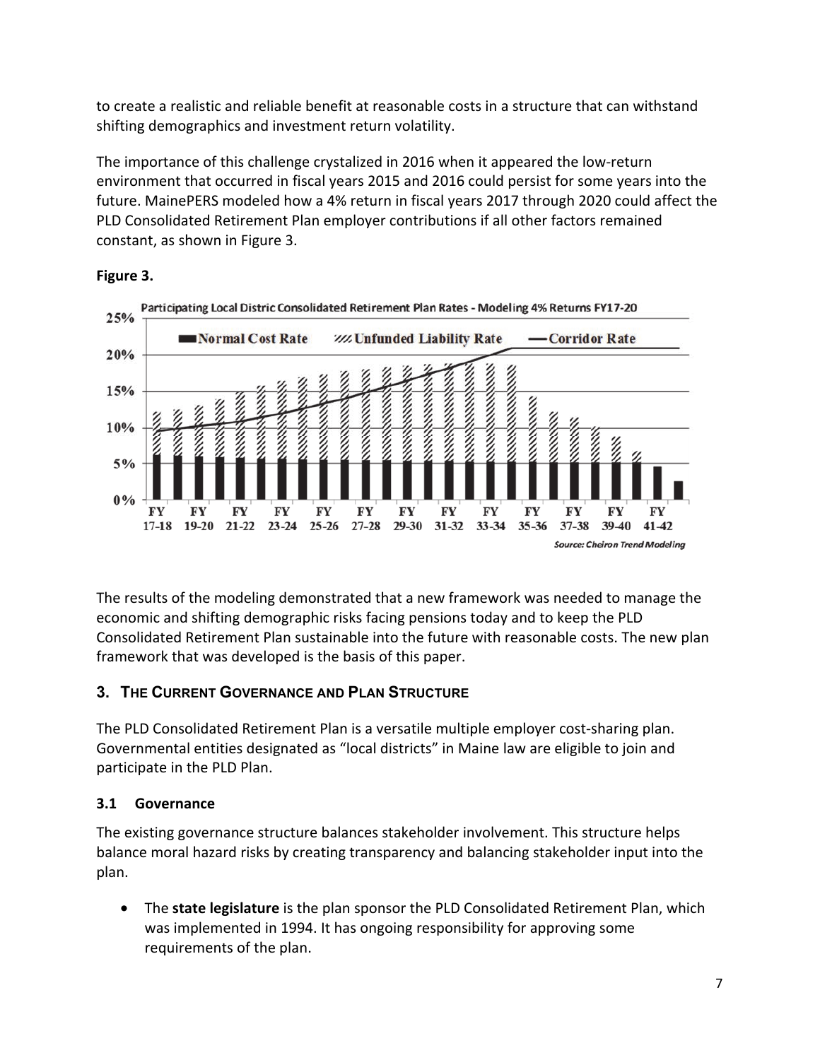to create a realistic and reliable benefit at reasonable costs in a structure that can withstand shifting demographics and investment return volatility.

The importance of this challenge crystalized in 2016 when it appeared the low-return environment that occurred in fiscal years 2015 and 2016 could persist for some years into the future. MainePERS modeled how a 4% return in fiscal years 2017 through 2020 could affect the PLD Consolidated Retirement Plan employer contributions if all other factors remained constant, as shown in Figure 3.

**Figure 3.**

The results of the modeling demonstrated that a new framework was needed to manage the economic and shifting demographic risks facing pensions today and to keep the PLD Consolidated Retirement Plan sustainable into the future with reasonable costs. The new plan framework that was developed is the basis of this paper.

## 3. The Current Governance and Plan Structure

The PLD Consolidated Retirement Plan is a versatile multiple employer cost-sharing plan. Governmental entities designated as "local districts" in Maine law are eligible to join and participate in the PLD Plan.

### 3.1 Governance

The existing governance structure balances stakeholder involvement. This structure helps balance moral hazard risks by creating transparency and balancing stakeholder input into the plan.

- The **state legislature** is the plan sponsor the PLD Consolidated Retirement Plan, which was implemented in 1994. It has ongoing responsibility for approving some requirements of the plan.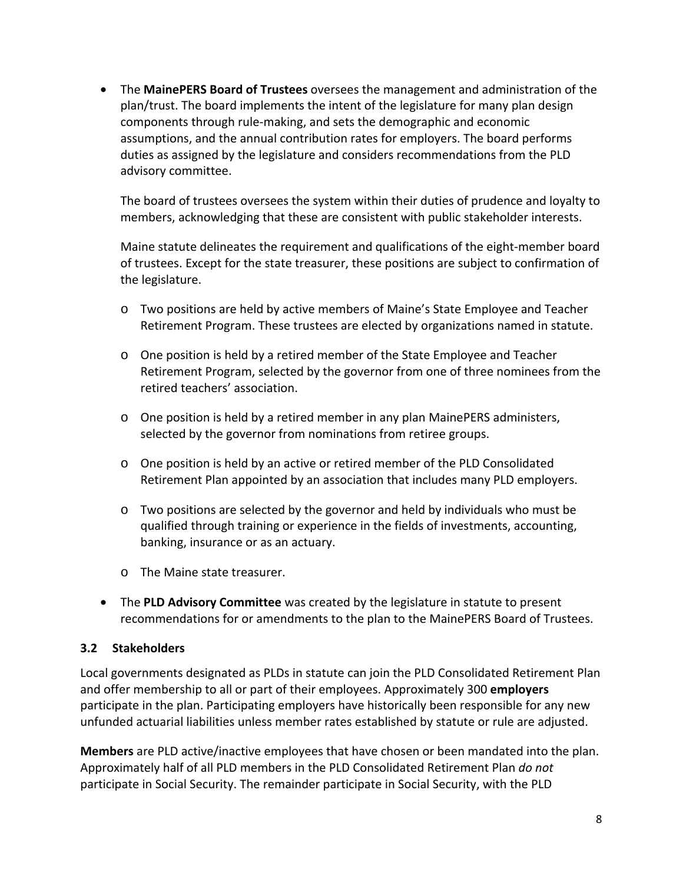- The **MainePERS Board of Trustees** oversees the management and administration of the plan/trust. The board implements the intent of the legislature for many plan design components through rule-making, and sets the demographic and economic assumptions, and the annual contribution rates for employers. The board performs duties as assigned by the legislature and considers recommendations from the PLD advisory committee.

  The board of trustees oversees the system within their duties of prudence and loyalty to members, acknowledging that these are consistent with public stakeholder interests.

  Maine statute delineates the requirement and qualifications of the eight-member board of trustees. Except for the state treasurer, these positions are subject to confirmation of the legislature.

  - Two positions are held by active members of Maine's State Employee and Teacher Retirement Program. These trustees are elected by organizations named in statute.
  - One position is held by a retired member of the State Employee and Teacher Retirement Program, selected by the governor from one of three nominees from the retired teachers' association.
  - One position is held by a retired member in any plan MainePERS administers, selected by the governor from nominations from retiree groups.
  - One position is held by an active or retired member of the PLD Consolidated Retirement Plan appointed by an association that includes many PLD employers.
  - Two positions are selected by the governor and held by individuals who must be qualified through training or experience in the fields of investments, accounting, banking, insurance or as an actuary.
  - The Maine state treasurer.

- The **PLD Advisory Committee** was created by the legislature in statute to present recommendations for or amendments to the plan to the MainePERS Board of Trustees.

### 3.2 Stakeholders

Local governments designated as PLDs in statute can join the PLD Consolidated Retirement Plan and offer membership to all or part of their employees. Approximately 300 **employers** participate in the plan. Participating employers have historically been responsible for any new unfunded actuarial liabilities unless member rates established by statute or rule are adjusted.

**Members** are PLD active/inactive employees that have chosen or been mandated into the plan. Approximately half of all PLD members in the PLD Consolidated Retirement Plan *do not* participate in Social Security. The remainder participate in Social Security, with the PLD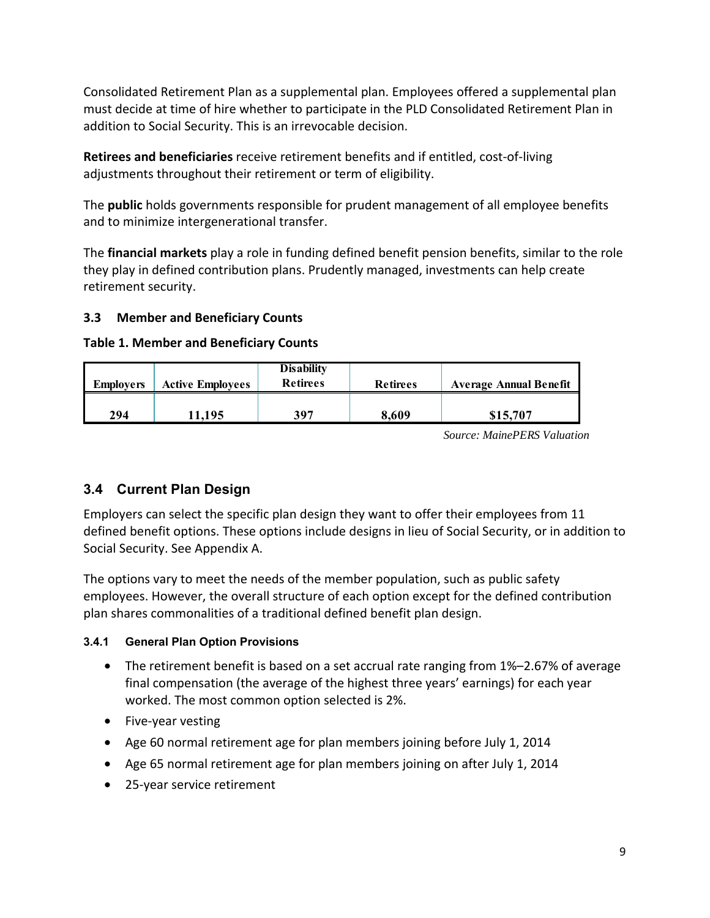Consolidated Retirement Plan as a supplemental plan. Employees offered a supplemental plan must decide at time of hire whether to participate in the PLD Consolidated Retirement Plan in addition to Social Security. This is an irrevocable decision.

**Retirees and beneficiaries** receive retirement benefits and if entitled, cost-of-living adjustments throughout their retirement or term of eligibility.

The **public** holds governments responsible for prudent management of all employee benefits and to minimize intergenerational transfer.

The **financial markets** play a role in funding defined benefit pension benefits, similar to the role they play in defined contribution plans. Prudently managed, investments can help create retirement security.

### 3.3 Member and Beneficiary Counts

**Table 1. Member and Beneficiary Counts**

| Employers | Active Employees | Disability Retirees | Retirees | Average Annual Benefit |
|---|---|---|---|---|
| 294 | 11,195 | 397 | 8,609 | $15,707 |

*Source: MainePERS Valuation*

## 3.4 Current Plan Design

Employers can select the specific plan design they want to offer their employees from 11 defined benefit options. These options include designs in lieu of Social Security, or in addition to Social Security. See Appendix A.

The options vary to meet the needs of the member population, such as public safety employees. However, the overall structure of each option except for the defined contribution plan shares commonalities of a traditional defined benefit plan design.

#### 3.4.1 General Plan Option Provisions

- The retirement benefit is based on a set accrual rate ranging from 1%–2.67% of average final compensation (the average of the highest three years' earnings) for each year worked. The most common option selected is 2%.
- Five-year vesting
- Age 60 normal retirement age for plan members joining before July 1, 2014
- Age 65 normal retirement age for plan members joining on after July 1, 2014
- 25-year service retirement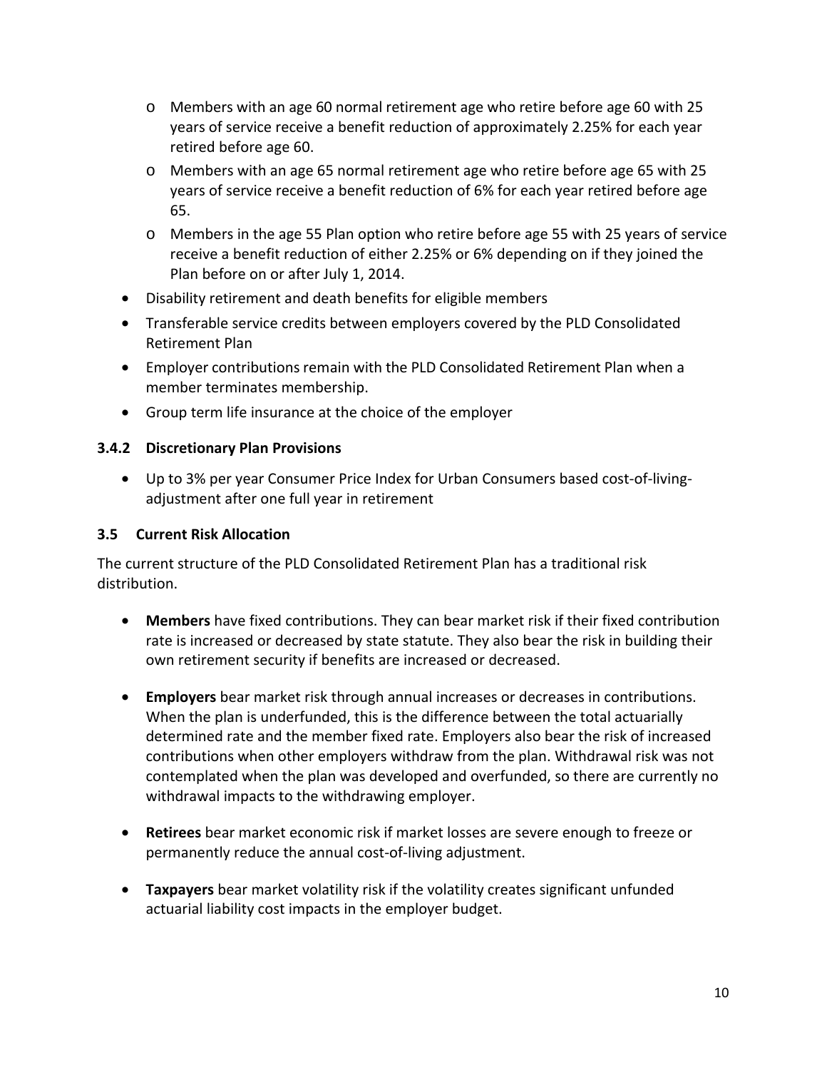- Members with an age 60 normal retirement age who retire before age 60 with 25 years of service receive a benefit reduction of approximately 2.25% for each year retired before age 60.
  - Members with an age 65 normal retirement age who retire before age 65 with 25 years of service receive a benefit reduction of 6% for each year retired before age 65.
  - Members in the age 55 Plan option who retire before age 55 with 25 years of service receive a benefit reduction of either 2.25% or 6% depending on if they joined the Plan before on or after July 1, 2014.
- Disability retirement and death benefits for eligible members
- Transferable service credits between employers covered by the PLD Consolidated Retirement Plan
- Employer contributions remain with the PLD Consolidated Retirement Plan when a member terminates membership.
- Group term life insurance at the choice of the employer

### 3.4.2 Discretionary Plan Provisions

- Up to 3% per year Consumer Price Index for Urban Consumers based cost-of-living-adjustment after one full year in retirement

## 3.5 Current Risk Allocation

The current structure of the PLD Consolidated Retirement Plan has a traditional risk distribution.

- **Members** have fixed contributions. They can bear market risk if their fixed contribution rate is increased or decreased by state statute. They also bear the risk in building their own retirement security if benefits are increased or decreased.

- **Employers** bear market risk through annual increases or decreases in contributions. When the plan is underfunded, this is the difference between the total actuarially determined rate and the member fixed rate. Employers also bear the risk of increased contributions when other employers withdraw from the plan. Withdrawal risk was not contemplated when the plan was developed and overfunded, so there are currently no withdrawal impacts to the withdrawing employer.

- **Retirees** bear market economic risk if market losses are severe enough to freeze or permanently reduce the annual cost-of-living adjustment.

- **Taxpayers** bear market volatility risk if the volatility creates significant unfunded actuarial liability cost impacts in the employer budget.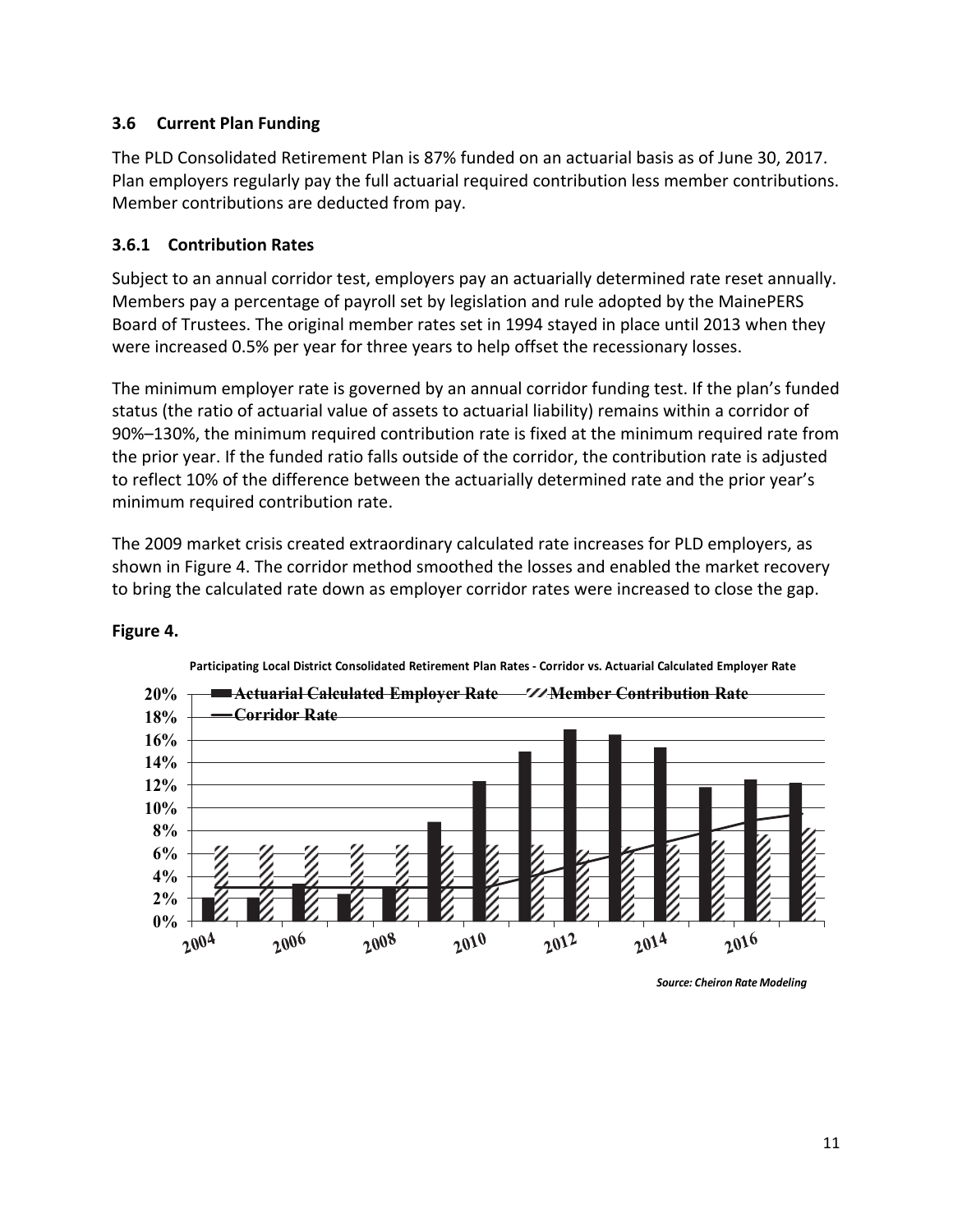### 3.6 Current Plan Funding

The PLD Consolidated Retirement Plan is 87% funded on an actuarial basis as of June 30, 2017. Plan employers regularly pay the full actuarial required contribution less member contributions. Member contributions are deducted from pay.

#### 3.6.1 Contribution Rates

Subject to an annual corridor test, employers pay an actuarially determined rate reset annually. Members pay a percentage of payroll set by legislation and rule adopted by the MainePERS Board of Trustees. The original member rates set in 1994 stayed in place until 2013 when they were increased 0.5% per year for three years to help offset the recessionary losses.

The minimum employer rate is governed by an annual corridor funding test. If the plan's funded status (the ratio of actuarial value of assets to actuarial liability) remains within a corridor of 90%–130%, the minimum required contribution rate is fixed at the minimum required rate from the prior year. If the funded ratio falls outside of the corridor, the contribution rate is adjusted to reflect 10% of the difference between the actuarially determined rate and the prior year's minimum required contribution rate.

The 2009 market crisis created extraordinary calculated rate increases for PLD employers, as shown in Figure 4. The corridor method smoothed the losses and enabled the market recovery to bring the calculated rate down as employer corridor rates were increased to close the gap.

**Figure 4.**

Participating Local District Consolidated Retirement Plan Rates - Corridor vs. Actuarial Calculated Employer Rate

*Source: Cheiron Rate Modeling*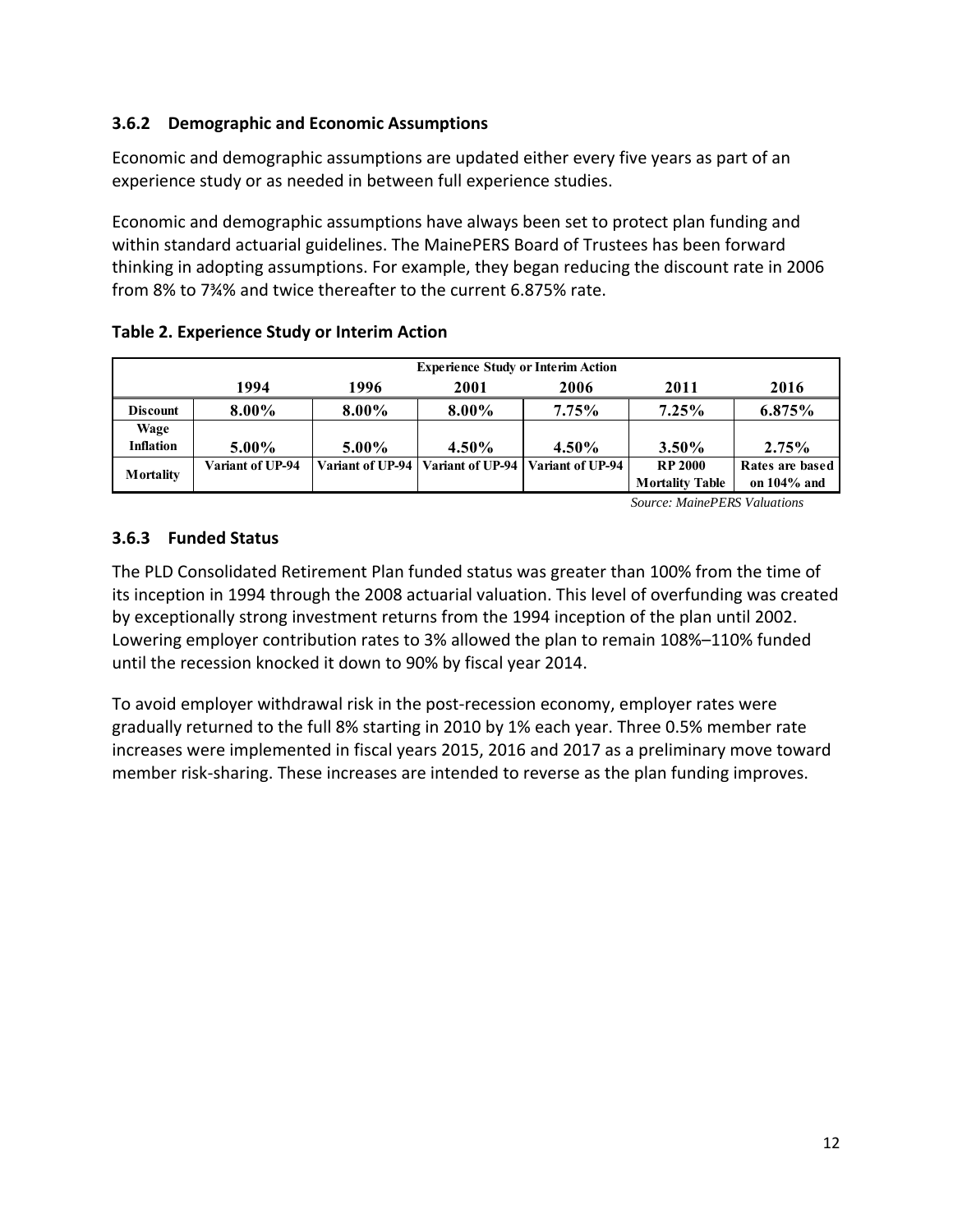### 3.6.2 Demographic and Economic Assumptions

Economic and demographic assumptions are updated either every five years as part of an experience study or as needed in between full experience studies.

Economic and demographic assumptions have always been set to protect plan funding and within standard actuarial guidelines. The MainePERS Board of Trustees has been forward thinking in adopting assumptions. For example, they began reducing the discount rate in 2006 from 8% to 7¾% and twice thereafter to the current 6.875% rate.

**Table 2. Experience Study or Interim Action**

| | Experience Study or Interim Action | | | | | |
|---|---|---|---|---|---|---|
| | 1994 | 1996 | 2001 | 2006 | 2011 | 2016 |
| Discount | 8.00% | 8.00% | 8.00% | 7.75% | 7.25% | 6.875% |
| Wage Inflation | 5.00% | 5.00% | 4.50% | 4.50% | 3.50% | 2.75% |
| Mortality | Variant of UP-94 | Variant of UP-94 | Variant of UP-94 | Variant of UP-94 | RP 2000 Mortality Table | Rates are based on 104% and |

*Source: MainePERS Valuations*

### 3.6.3 Funded Status

The PLD Consolidated Retirement Plan funded status was greater than 100% from the time of its inception in 1994 through the 2008 actuarial valuation. This level of overfunding was created by exceptionally strong investment returns from the 1994 inception of the plan until 2002. Lowering employer contribution rates to 3% allowed the plan to remain 108%–110% funded until the recession knocked it down to 90% by fiscal year 2014.

To avoid employer withdrawal risk in the post-recession economy, employer rates were gradually returned to the full 8% starting in 2010 by 1% each year. Three 0.5% member rate increases were implemented in fiscal years 2015, 2016 and 2017 as a preliminary move toward member risk-sharing. These increases are intended to reverse as the plan funding improves.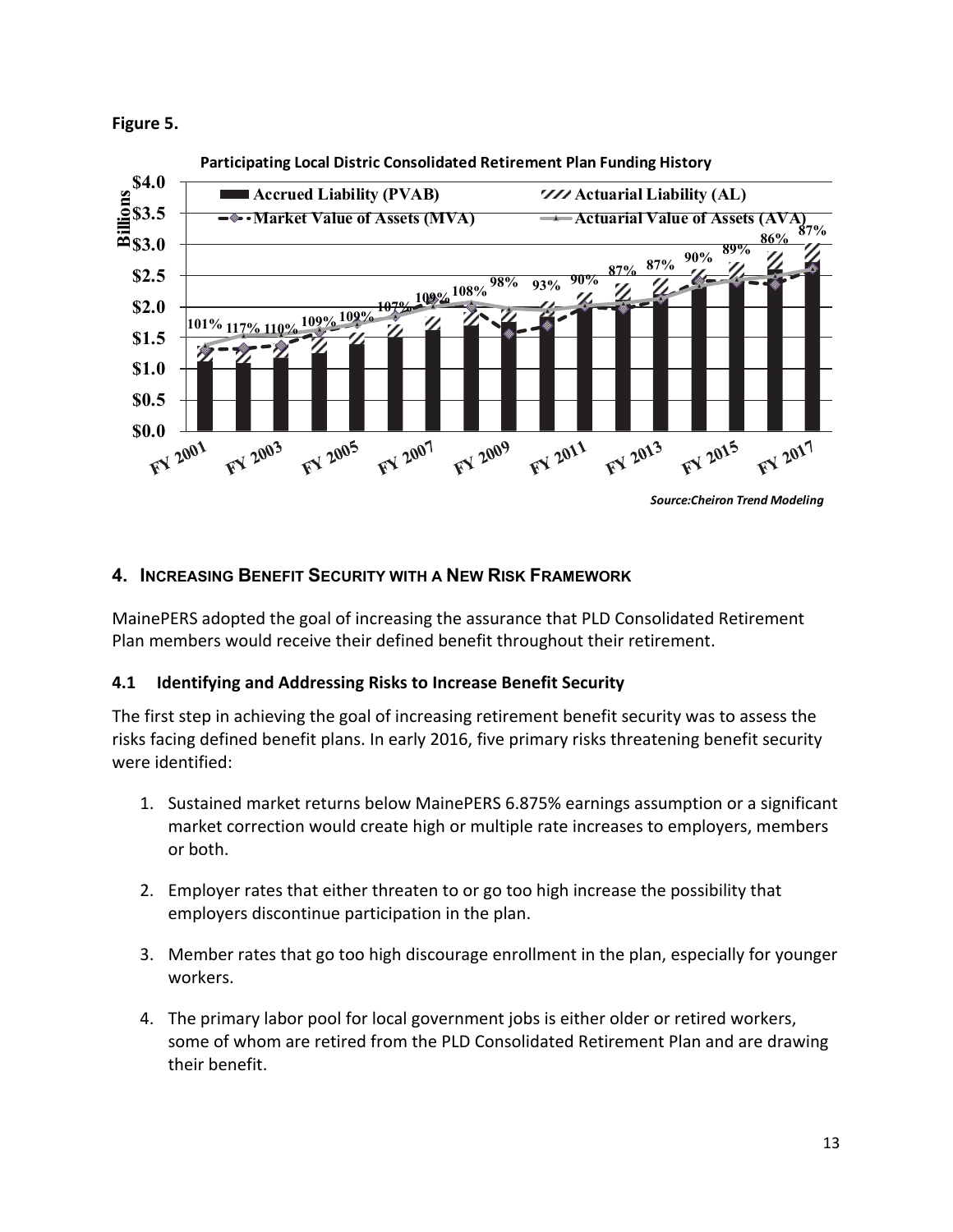**Figure 5.**

**Participating Local Distric Consolidated Retirement Plan Funding History**

*Source:Cheiron Trend Modeling*

## 4. Increasing Benefit Security with a New Risk Framework

MainePERS adopted the goal of increasing the assurance that PLD Consolidated Retirement Plan members would receive their defined benefit throughout their retirement.

### 4.1 Identifying and Addressing Risks to Increase Benefit Security

The first step in achieving the goal of increasing retirement benefit security was to assess the risks facing defined benefit plans. In early 2016, five primary risks threatening benefit security were identified:

1. Sustained market returns below MainePERS 6.875% earnings assumption or a significant market correction would create high or multiple rate increases to employers, members or both.

2. Employer rates that either threaten to or go too high increase the possibility that employers discontinue participation in the plan.

3. Member rates that go too high discourage enrollment in the plan, especially for younger workers.

4. The primary labor pool for local government jobs is either older or retired workers, some of whom are retired from the PLD Consolidated Retirement Plan and are drawing their benefit.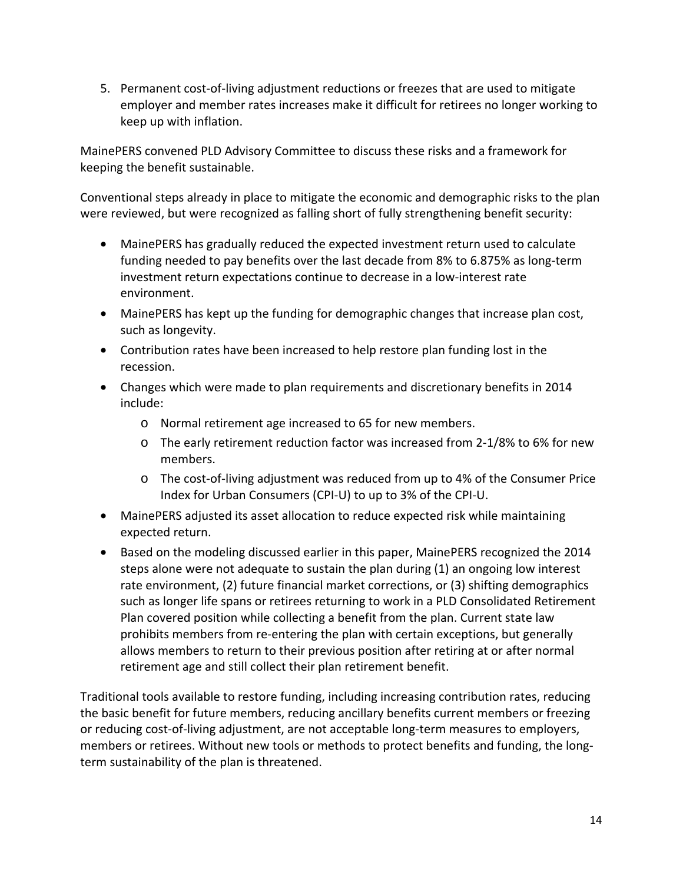5. Permanent cost-of-living adjustment reductions or freezes that are used to mitigate employer and member rates increases make it difficult for retirees no longer working to keep up with inflation.

MainePERS convened PLD Advisory Committee to discuss these risks and a framework for keeping the benefit sustainable.

Conventional steps already in place to mitigate the economic and demographic risks to the plan were reviewed, but were recognized as falling short of fully strengthening benefit security:

- MainePERS has gradually reduced the expected investment return used to calculate funding needed to pay benefits over the last decade from 8% to 6.875% as long-term investment return expectations continue to decrease in a low-interest rate environment.
- MainePERS has kept up the funding for demographic changes that increase plan cost, such as longevity.
- Contribution rates have been increased to help restore plan funding lost in the recession.
- Changes which were made to plan requirements and discretionary benefits in 2014 include:
  - Normal retirement age increased to 65 for new members.
  - The early retirement reduction factor was increased from 2-1/8% to 6% for new members.
  - The cost-of-living adjustment was reduced from up to 4% of the Consumer Price Index for Urban Consumers (CPI-U) to up to 3% of the CPI-U.
- MainePERS adjusted its asset allocation to reduce expected risk while maintaining expected return.
- Based on the modeling discussed earlier in this paper, MainePERS recognized the 2014 steps alone were not adequate to sustain the plan during (1) an ongoing low interest rate environment, (2) future financial market corrections, or (3) shifting demographics such as longer life spans or retirees returning to work in a PLD Consolidated Retirement Plan covered position while collecting a benefit from the plan. Current state law prohibits members from re-entering the plan with certain exceptions, but generally allows members to return to their previous position after retiring at or after normal retirement age and still collect their plan retirement benefit.

Traditional tools available to restore funding, including increasing contribution rates, reducing the basic benefit for future members, reducing ancillary benefits current members or freezing or reducing cost-of-living adjustment, are not acceptable long-term measures to employers, members or retirees. Without new tools or methods to protect benefits and funding, the long-term sustainability of the plan is threatened.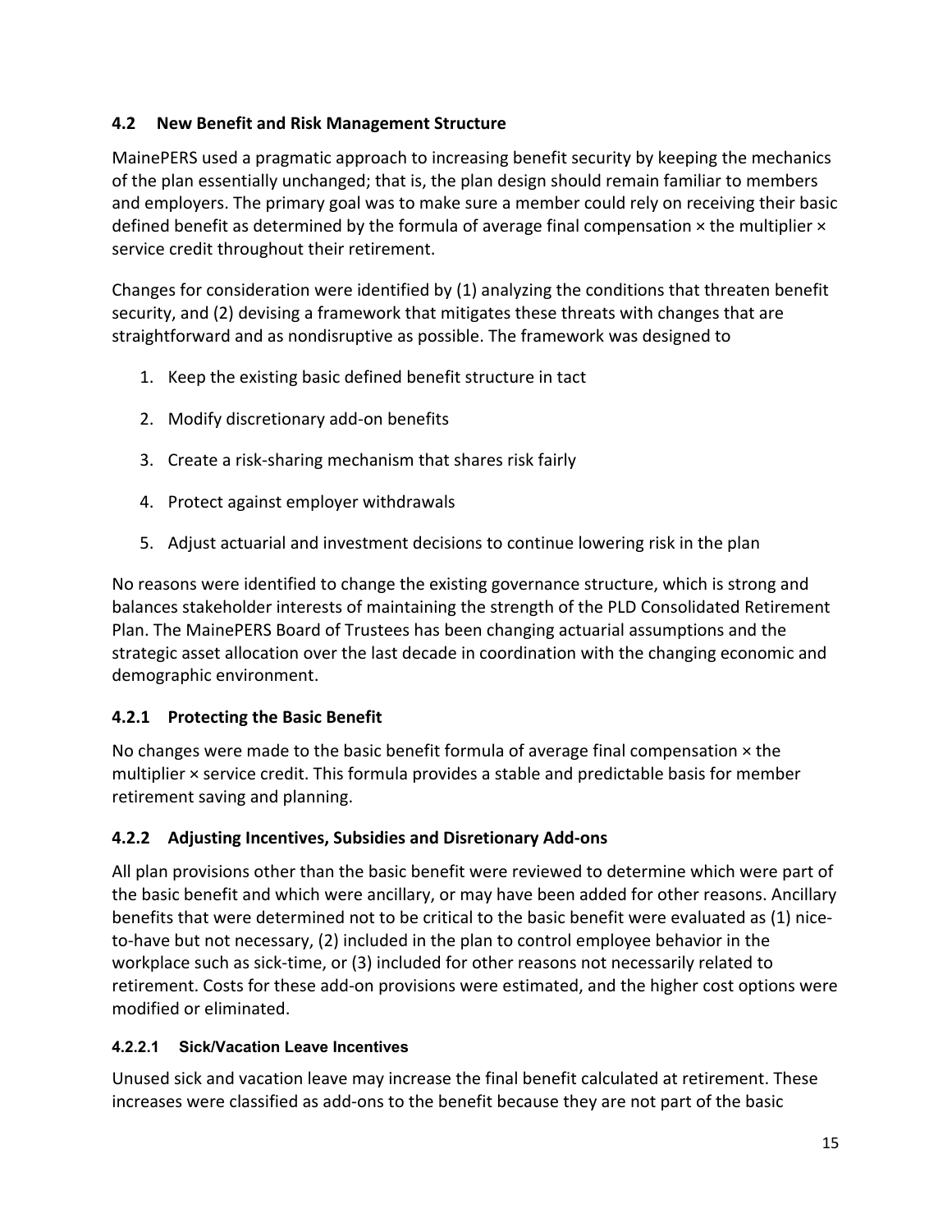### 4.2 New Benefit and Risk Management Structure

MainePERS used a pragmatic approach to increasing benefit security by keeping the mechanics of the plan essentially unchanged; that is, the plan design should remain familiar to members and employers. The primary goal was to make sure a member could rely on receiving their basic defined benefit as determined by the formula of average final compensation × the multiplier × service credit throughout their retirement.

Changes for consideration were identified by (1) analyzing the conditions that threaten benefit security, and (2) devising a framework that mitigates these threats with changes that are straightforward and as nondisruptive as possible. The framework was designed to

1. Keep the existing basic defined benefit structure in tact
2. Modify discretionary add-on benefits
3. Create a risk-sharing mechanism that shares risk fairly
4. Protect against employer withdrawals
5. Adjust actuarial and investment decisions to continue lowering risk in the plan

No reasons were identified to change the existing governance structure, which is strong and balances stakeholder interests of maintaining the strength of the PLD Consolidated Retirement Plan. The MainePERS Board of Trustees has been changing actuarial assumptions and the strategic asset allocation over the last decade in coordination with the changing economic and demographic environment.

#### 4.2.1 Protecting the Basic Benefit

No changes were made to the basic benefit formula of average final compensation × the multiplier × service credit. This formula provides a stable and predictable basis for member retirement saving and planning.

#### 4.2.2 Adjusting Incentives, Subsidies and Disretionary Add-ons

All plan provisions other than the basic benefit were reviewed to determine which were part of the basic benefit and which were ancillary, or may have been added for other reasons. Ancillary benefits that were determined not to be critical to the basic benefit were evaluated as (1) nice-to-have but not necessary, (2) included in the plan to control employee behavior in the workplace such as sick-time, or (3) included for other reasons not necessarily related to retirement. Costs for these add-on provisions were estimated, and the higher cost options were modified or eliminated.

##### 4.2.2.1 Sick/Vacation Leave Incentives

Unused sick and vacation leave may increase the final benefit calculated at retirement. These increases were classified as add-ons to the benefit because they are not part of the basic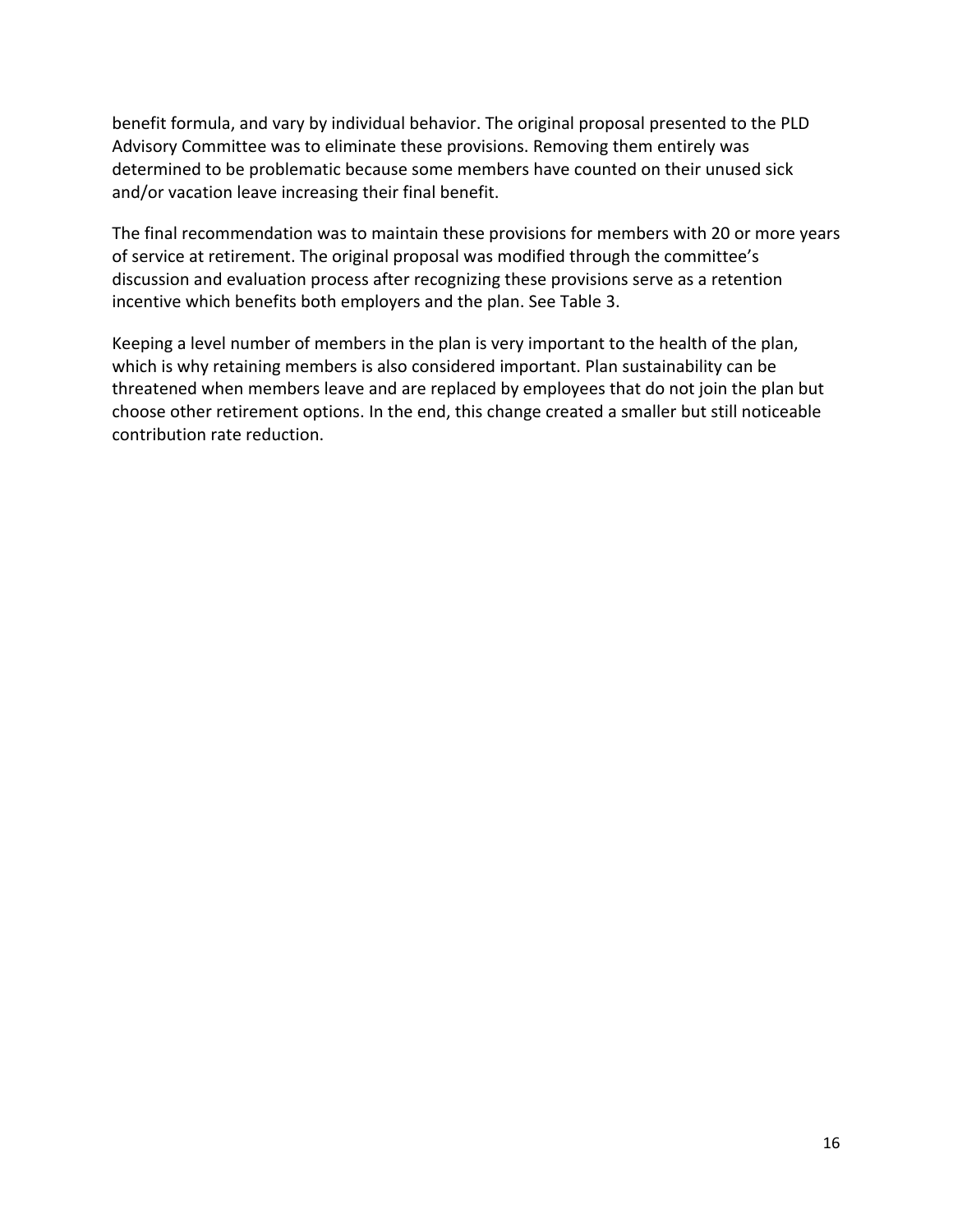benefit formula, and vary by individual behavior. The original proposal presented to the PLD Advisory Committee was to eliminate these provisions. Removing them entirely was determined to be problematic because some members have counted on their unused sick and/or vacation leave increasing their final benefit.

The final recommendation was to maintain these provisions for members with 20 or more years of service at retirement. The original proposal was modified through the committee's discussion and evaluation process after recognizing these provisions serve as a retention incentive which benefits both employers and the plan. See Table 3.

Keeping a level number of members in the plan is very important to the health of the plan, which is why retaining members is also considered important. Plan sustainability can be threatened when members leave and are replaced by employees that do not join the plan but choose other retirement options. In the end, this change created a smaller but still noticeable contribution rate reduction.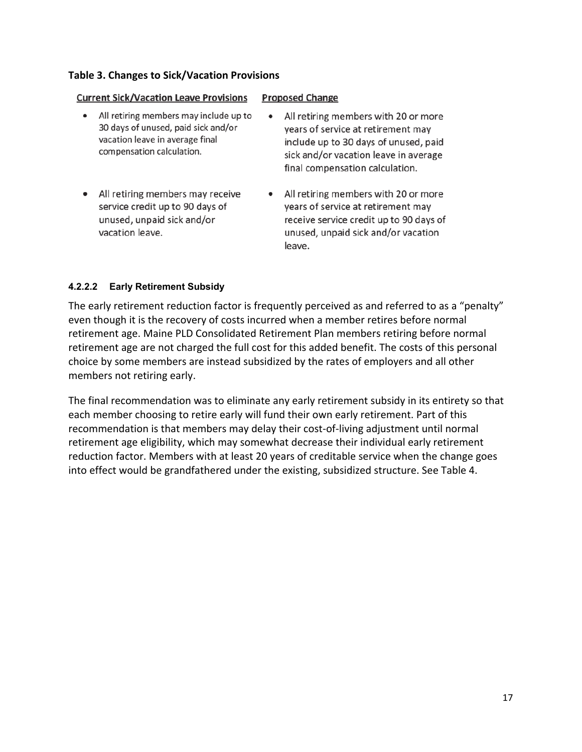**Table 3. Changes to Sick/Vacation Provisions**

| Current Sick/Vacation Leave Provisions | Proposed Change |
|---|---|
| • All retiring members may include up to 30 days of unused, paid sick and/or vacation leave in average final compensation calculation. | • All retiring members with 20 or more years of service at retirement may include up to 30 days of unused, paid sick and/or vacation leave in average final compensation calculation. |
| • All retiring members may receive service credit up to 90 days of unused, unpaid sick and/or vacation leave. | • All retiring members with 20 or more years of service at retirement may receive service credit up to 90 days of unused, unpaid sick and/or vacation leave. |

#### 4.2.2.2 Early Retirement Subsidy

The early retirement reduction factor is frequently perceived as and referred to as a "penalty" even though it is the recovery of costs incurred when a member retires before normal retirement age. Maine PLD Consolidated Retirement Plan members retiring before normal retirement age are not charged the full cost for this added benefit. The costs of this personal choice by some members are instead subsidized by the rates of employers and all other members not retiring early.

The final recommendation was to eliminate any early retirement subsidy in its entirety so that each member choosing to retire early will fund their own early retirement. Part of this recommendation is that members may delay their cost-of-living adjustment until normal retirement age eligibility, which may somewhat decrease their individual early retirement reduction factor. Members with at least 20 years of creditable service when the change goes into effect would be grandfathered under the existing, subsidized structure. See Table 4.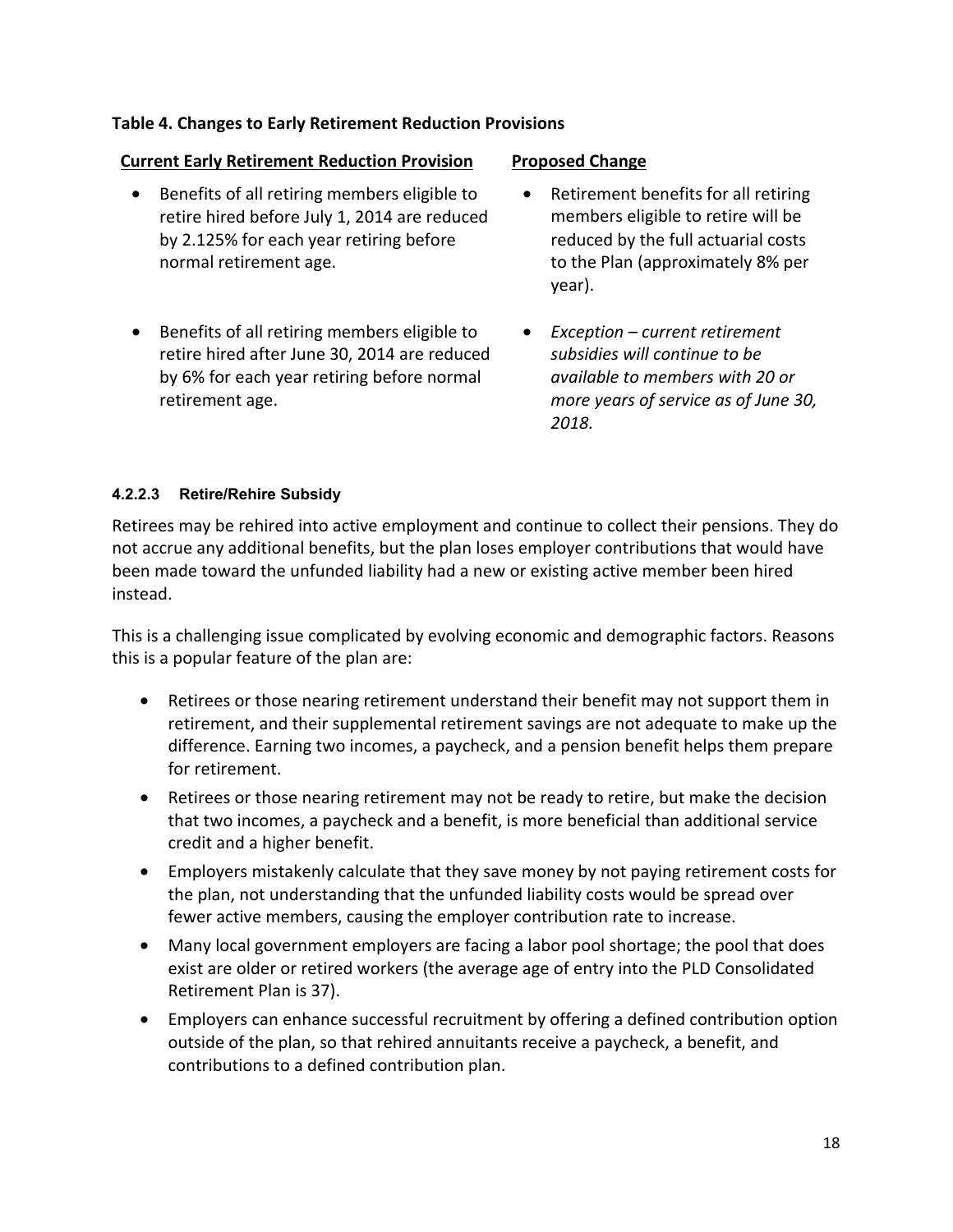**Table 4. Changes to Early Retirement Reduction Provisions**

| Current Early Retirement Reduction Provision | Proposed Change |
|---|---|
| • Benefits of all retiring members eligible to retire hired before July 1, 2014 are reduced by 2.125% for each year retiring before normal retirement age. | • Retirement benefits for all retiring members eligible to retire will be reduced by the full actuarial costs to the Plan (approximately 8% per year). |
| • Benefits of all retiring members eligible to retire hired after June 30, 2014 are reduced by 6% for each year retiring before normal retirement age. | • *Exception – current retirement subsidies will continue to be available to members with 20 or more years of service as of June 30, 2018.* |

#### 4.2.2.3 Retire/Rehire Subsidy

Retirees may be rehired into active employment and continue to collect their pensions. They do not accrue any additional benefits, but the plan loses employer contributions that would have been made toward the unfunded liability had a new or existing active member been hired instead.

This is a challenging issue complicated by evolving economic and demographic factors. Reasons this is a popular feature of the plan are:

- Retirees or those nearing retirement understand their benefit may not support them in retirement, and their supplemental retirement savings are not adequate to make up the difference. Earning two incomes, a paycheck, and a pension benefit helps them prepare for retirement.
- Retirees or those nearing retirement may not be ready to retire, but make the decision that two incomes, a paycheck and a benefit, is more beneficial than additional service credit and a higher benefit.
- Employers mistakenly calculate that they save money by not paying retirement costs for the plan, not understanding that the unfunded liability costs would be spread over fewer active members, causing the employer contribution rate to increase.
- Many local government employers are facing a labor pool shortage; the pool that does exist are older or retired workers (the average age of entry into the PLD Consolidated Retirement Plan is 37).
- Employers can enhance successful recruitment by offering a defined contribution option outside of the plan, so that rehired annuitants receive a paycheck, a benefit, and contributions to a defined contribution plan.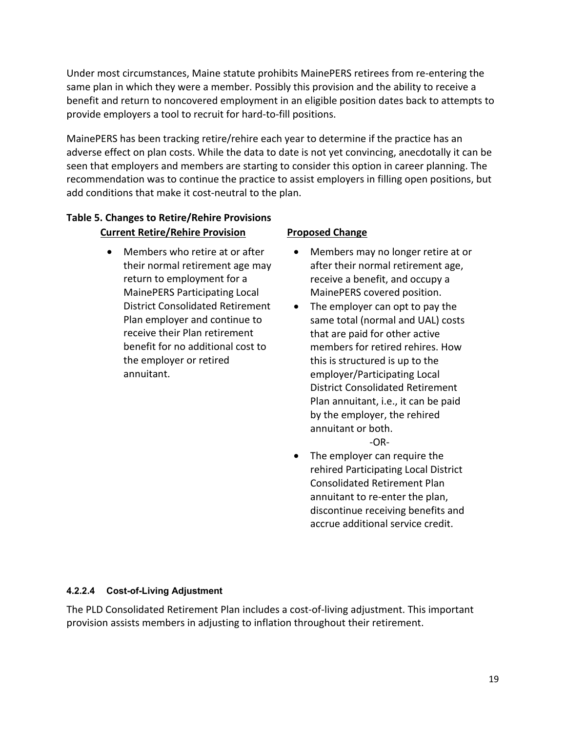Under most circumstances, Maine statute prohibits MainePERS retirees from re-entering the same plan in which they were a member. Possibly this provision and the ability to receive a benefit and return to noncovered employment in an eligible position dates back to attempts to provide employers a tool to recruit for hard-to-fill positions.

MainePERS has been tracking retire/rehire each year to determine if the practice has an adverse effect on plan costs. While the data to date is not yet convincing, anecdotally it can be seen that employers and members are starting to consider this option in career planning. The recommendation was to continue the practice to assist employers in filling open positions, but add conditions that make it cost-neutral to the plan.

**Table 5. Changes to Retire/Rehire Provisions**

| Current Retire/Rehire Provision | Proposed Change |
|---|---|
| • Members who retire at or after their normal retirement age may return to employment for a MainePERS Participating Local District Consolidated Retirement Plan employer and continue to receive their Plan retirement benefit for no additional cost to the employer or retired annuitant. | • Members may no longer retire at or after their normal retirement age, receive a benefit, and occupy a MainePERS covered position.<br>• The employer can opt to pay the same total (normal and UAL) costs that are paid for other active members for retired rehires. How this is structured is up to the employer/Participating Local District Consolidated Retirement Plan annuitant, i.e., it can be paid by the employer, the rehired annuitant or both.<br>-OR-<br>• The employer can require the rehired Participating Local District Consolidated Retirement Plan annuitant to re-enter the plan, discontinue receiving benefits and accrue additional service credit. |

#### 4.2.2.4 Cost-of-Living Adjustment

The PLD Consolidated Retirement Plan includes a cost-of-living adjustment. This important provision assists members in adjusting to inflation throughout their retirement.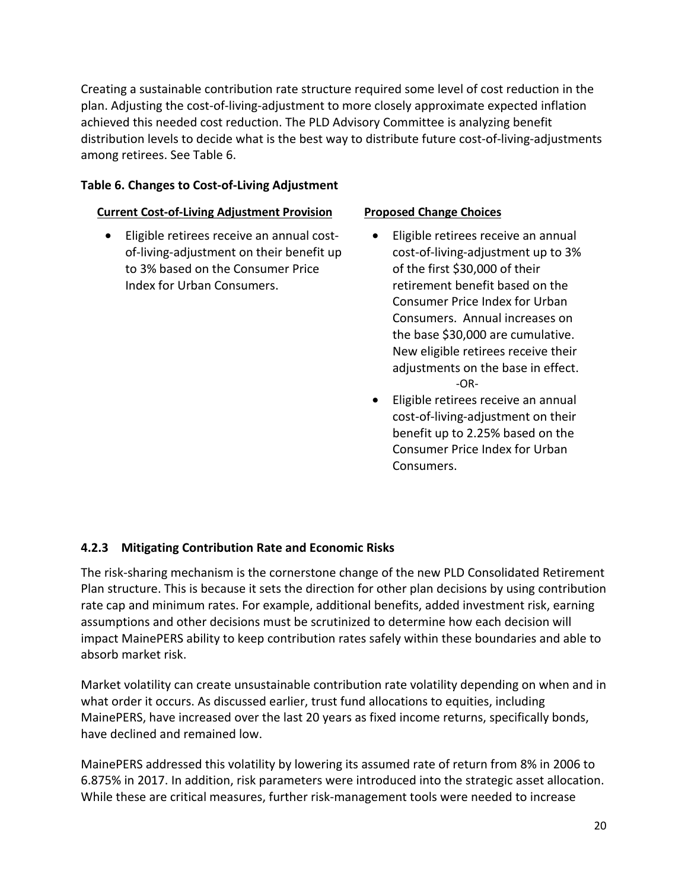Creating a sustainable contribution rate structure required some level of cost reduction in the plan. Adjusting the cost-of-living-adjustment to more closely approximate expected inflation achieved this needed cost reduction. The PLD Advisory Committee is analyzing benefit distribution levels to decide what is the best way to distribute future cost-of-living-adjustments among retirees. See Table 6.

**Table 6. Changes to Cost-of-Living Adjustment**

| Current Cost-of-Living Adjustment Provision | Proposed Change Choices |
|---|---|
| • Eligible retirees receive an annual cost-of-living-adjustment on their benefit up to 3% based on the Consumer Price Index for Urban Consumers. | • Eligible retirees receive an annual cost-of-living-adjustment up to 3% of the first $30,000 of their retirement benefit based on the Consumer Price Index for Urban Consumers. Annual increases on the base $30,000 are cumulative. New eligible retirees receive their adjustments on the base in effect.<br>-OR-<br>• Eligible retirees receive an annual cost-of-living-adjustment on their benefit up to 2.25% based on the Consumer Price Index for Urban Consumers. |

### 4.2.3 Mitigating Contribution Rate and Economic Risks

The risk-sharing mechanism is the cornerstone change of the new PLD Consolidated Retirement Plan structure. This is because it sets the direction for other plan decisions by using contribution rate cap and minimum rates. For example, additional benefits, added investment risk, earning assumptions and other decisions must be scrutinized to determine how each decision will impact MainePERS ability to keep contribution rates safely within these boundaries and able to absorb market risk.

Market volatility can create unsustainable contribution rate volatility depending on when and in what order it occurs. As discussed earlier, trust fund allocations to equities, including MainePERS, have increased over the last 20 years as fixed income returns, specifically bonds, have declined and remained low.

MainePERS addressed this volatility by lowering its assumed rate of return from 8% in 2006 to 6.875% in 2017. In addition, risk parameters were introduced into the strategic asset allocation. While these are critical measures, further risk-management tools were needed to increase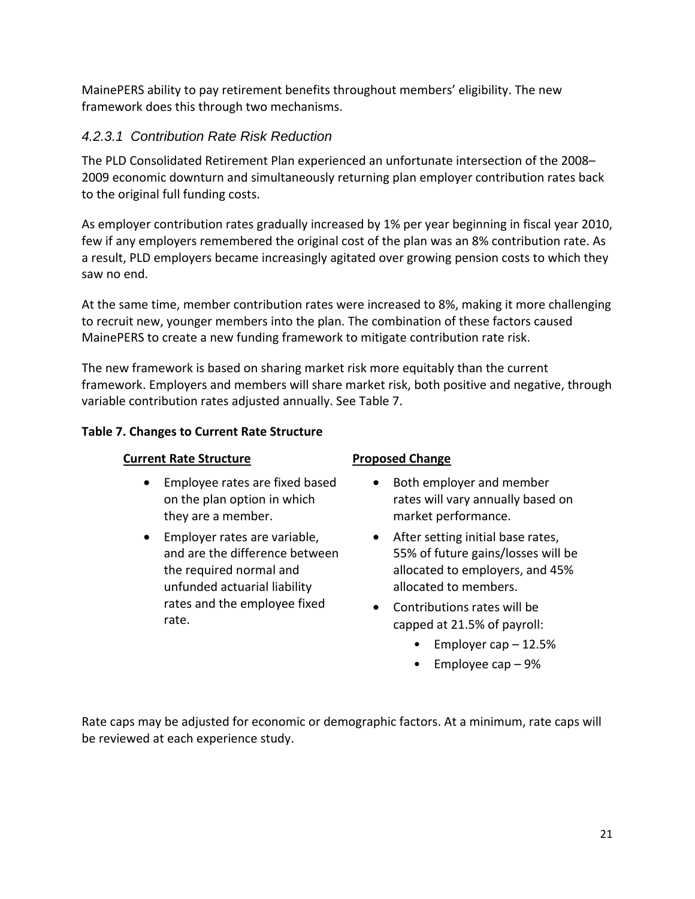MainePERS ability to pay retirement benefits throughout members' eligibility. The new framework does this through two mechanisms.

#### *4.2.3.1 Contribution Rate Risk Reduction*

The PLD Consolidated Retirement Plan experienced an unfortunate intersection of the 2008–2009 economic downturn and simultaneously returning plan employer contribution rates back to the original full funding costs.

As employer contribution rates gradually increased by 1% per year beginning in fiscal year 2010, few if any employers remembered the original cost of the plan was an 8% contribution rate. As a result, PLD employers became increasingly agitated over growing pension costs to which they saw no end.

At the same time, member contribution rates were increased to 8%, making it more challenging to recruit new, younger members into the plan. The combination of these factors caused MainePERS to create a new funding framework to mitigate contribution rate risk.

The new framework is based on sharing market risk more equitably than the current framework. Employers and members will share market risk, both positive and negative, through variable contribution rates adjusted annually. See Table 7.

**Table 7. Changes to Current Rate Structure**

| Current Rate Structure | Proposed Change |
|---|---|
| • Employee rates are fixed based on the plan option in which they are a member.<br>• Employer rates are variable, and are the difference between the required normal and unfunded actuarial liability rates and the employee fixed rate. | • Both employer and member rates will vary annually based on market performance.<br>• After setting initial base rates, 55% of future gains/losses will be allocated to employers, and 45% allocated to members.<br>• Contributions rates will be capped at 21.5% of payroll:<br>&nbsp;&nbsp;&nbsp;&nbsp;• Employer cap – 12.5%<br>&nbsp;&nbsp;&nbsp;&nbsp;• Employee cap – 9% |

Rate caps may be adjusted for economic or demographic factors. At a minimum, rate caps will be reviewed at each experience study.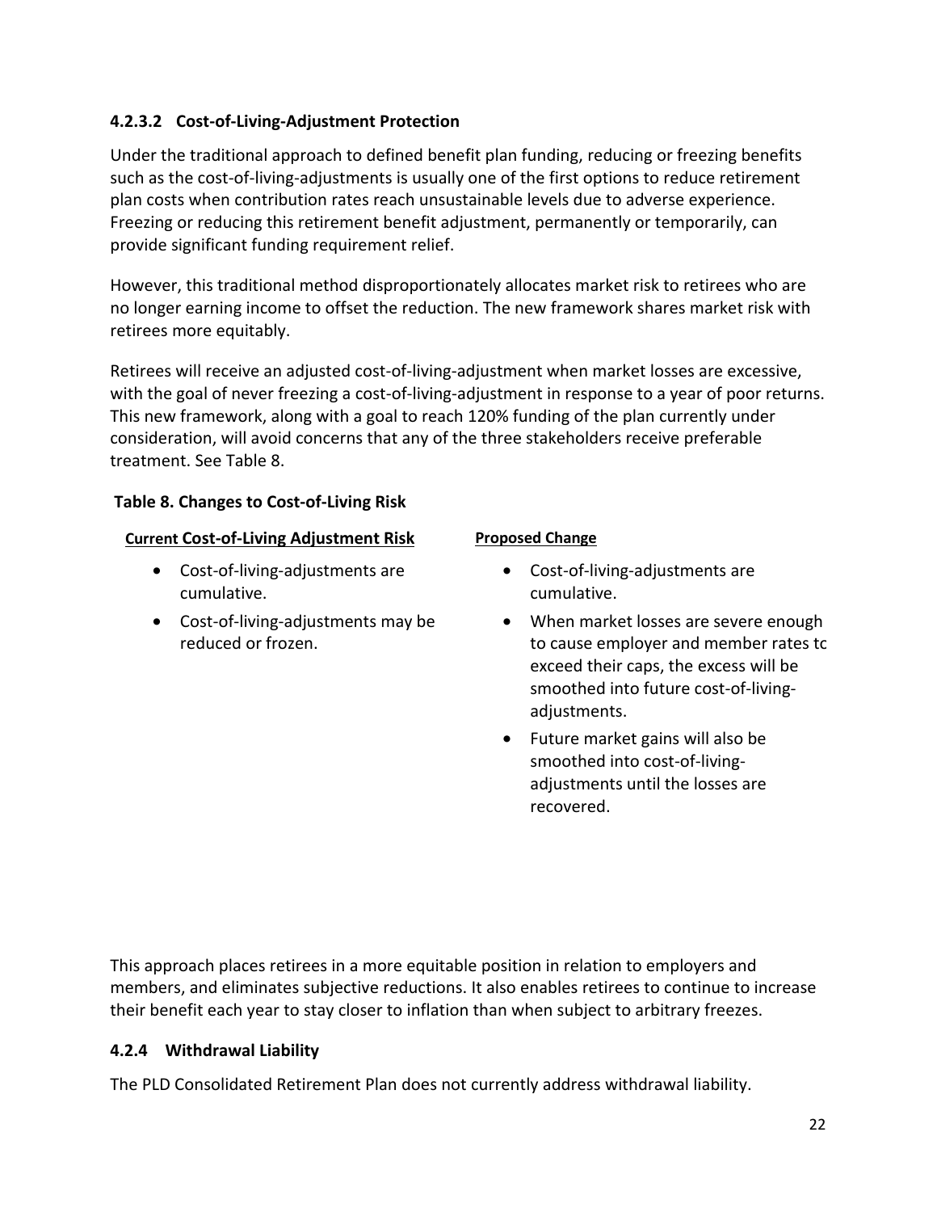#### 4.2.3.2 Cost-of-Living-Adjustment Protection

Under the traditional approach to defined benefit plan funding, reducing or freezing benefits such as the cost-of-living-adjustments is usually one of the first options to reduce retirement plan costs when contribution rates reach unsustainable levels due to adverse experience. Freezing or reducing this retirement benefit adjustment, permanently or temporarily, can provide significant funding requirement relief.

However, this traditional method disproportionately allocates market risk to retirees who are no longer earning income to offset the reduction. The new framework shares market risk with retirees more equitably.

Retirees will receive an adjusted cost-of-living-adjustment when market losses are excessive, with the goal of never freezing a cost-of-living-adjustment in response to a year of poor returns. This new framework, along with a goal to reach 120% funding of the plan currently under consideration, will avoid concerns that any of the three stakeholders receive preferable treatment. See Table 8.

**Table 8. Changes to Cost-of-Living Risk**

| Current Cost-of-Living Adjustment Risk | Proposed Change |
| --- | --- |
| • Cost-of-living-adjustments are cumulative.<br>• Cost-of-living-adjustments may be reduced or frozen. | • Cost-of-living-adjustments are cumulative.<br>• When market losses are severe enough to cause employer and member rates tc exceed their caps, the excess will be smoothed into future cost-of-living-adjustments.<br>• Future market gains will also be smoothed into cost-of-living-adjustments until the losses are recovered. |

This approach places retirees in a more equitable position in relation to employers and members, and eliminates subjective reductions. It also enables retirees to continue to increase their benefit each year to stay closer to inflation than when subject to arbitrary freezes.

### 4.2.4 Withdrawal Liability

The PLD Consolidated Retirement Plan does not currently address withdrawal liability.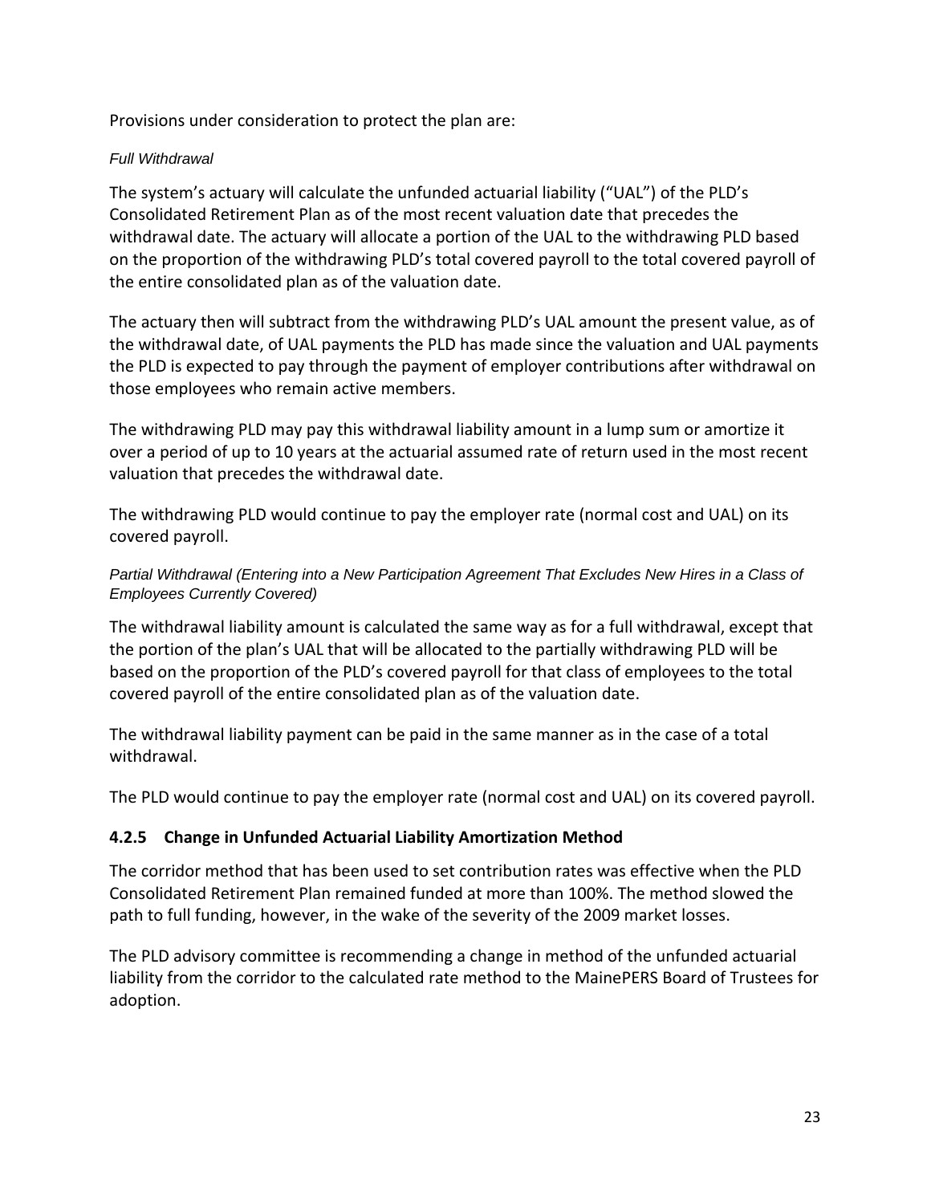Provisions under consideration to protect the plan are:

*Full Withdrawal*

The system's actuary will calculate the unfunded actuarial liability ("UAL") of the PLD's Consolidated Retirement Plan as of the most recent valuation date that precedes the withdrawal date. The actuary will allocate a portion of the UAL to the withdrawing PLD based on the proportion of the withdrawing PLD's total covered payroll to the total covered payroll of the entire consolidated plan as of the valuation date.

The actuary then will subtract from the withdrawing PLD's UAL amount the present value, as of the withdrawal date, of UAL payments the PLD has made since the valuation and UAL payments the PLD is expected to pay through the payment of employer contributions after withdrawal on those employees who remain active members.

The withdrawing PLD may pay this withdrawal liability amount in a lump sum or amortize it over a period of up to 10 years at the actuarial assumed rate of return used in the most recent valuation that precedes the withdrawal date.

The withdrawing PLD would continue to pay the employer rate (normal cost and UAL) on its covered payroll.

*Partial Withdrawal (Entering into a New Participation Agreement That Excludes New Hires in a Class of Employees Currently Covered)*

The withdrawal liability amount is calculated the same way as for a full withdrawal, except that the portion of the plan's UAL that will be allocated to the partially withdrawing PLD will be based on the proportion of the PLD's covered payroll for that class of employees to the total covered payroll of the entire consolidated plan as of the valuation date.

The withdrawal liability payment can be paid in the same manner as in the case of a total withdrawal.

The PLD would continue to pay the employer rate (normal cost and UAL) on its covered payroll.

### 4.2.5 Change in Unfunded Actuarial Liability Amortization Method

The corridor method that has been used to set contribution rates was effective when the PLD Consolidated Retirement Plan remained funded at more than 100%. The method slowed the path to full funding, however, in the wake of the severity of the 2009 market losses.

The PLD advisory committee is recommending a change in method of the unfunded actuarial liability from the corridor to the calculated rate method to the MainePERS Board of Trustees for adoption.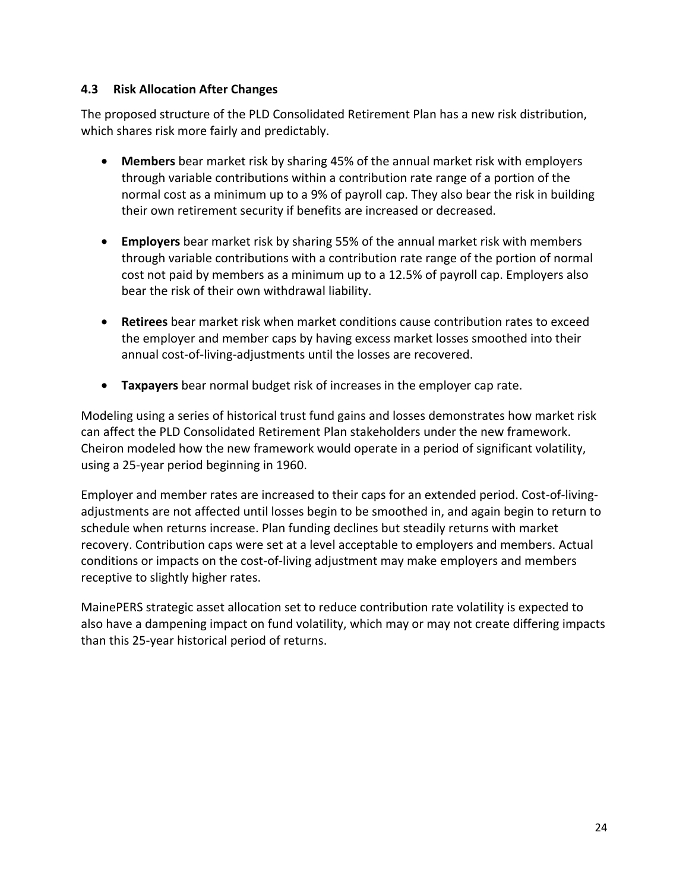### 4.3 Risk Allocation After Changes

The proposed structure of the PLD Consolidated Retirement Plan has a new risk distribution, which shares risk more fairly and predictably.

- **Members** bear market risk by sharing 45% of the annual market risk with employers through variable contributions within a contribution rate range of a portion of the normal cost as a minimum up to a 9% of payroll cap. They also bear the risk in building their own retirement security if benefits are increased or decreased.

- **Employers** bear market risk by sharing 55% of the annual market risk with members through variable contributions with a contribution rate range of the portion of normal cost not paid by members as a minimum up to a 12.5% of payroll cap. Employers also bear the risk of their own withdrawal liability.

- **Retirees** bear market risk when market conditions cause contribution rates to exceed the employer and member caps by having excess market losses smoothed into their annual cost-of-living-adjustments until the losses are recovered.

- **Taxpayers** bear normal budget risk of increases in the employer cap rate.

Modeling using a series of historical trust fund gains and losses demonstrates how market risk can affect the PLD Consolidated Retirement Plan stakeholders under the new framework. Cheiron modeled how the new framework would operate in a period of significant volatility, using a 25-year period beginning in 1960.

Employer and member rates are increased to their caps for an extended period. Cost-of-living-adjustments are not affected until losses begin to be smoothed in, and again begin to return to schedule when returns increase. Plan funding declines but steadily returns with market recovery. Contribution caps were set at a level acceptable to employers and members. Actual conditions or impacts on the cost-of-living adjustment may make employers and members receptive to slightly higher rates.

MainePERS strategic asset allocation set to reduce contribution rate volatility is expected to also have a dampening impact on fund volatility, which may or may not create differing impacts than this 25-year historical period of returns.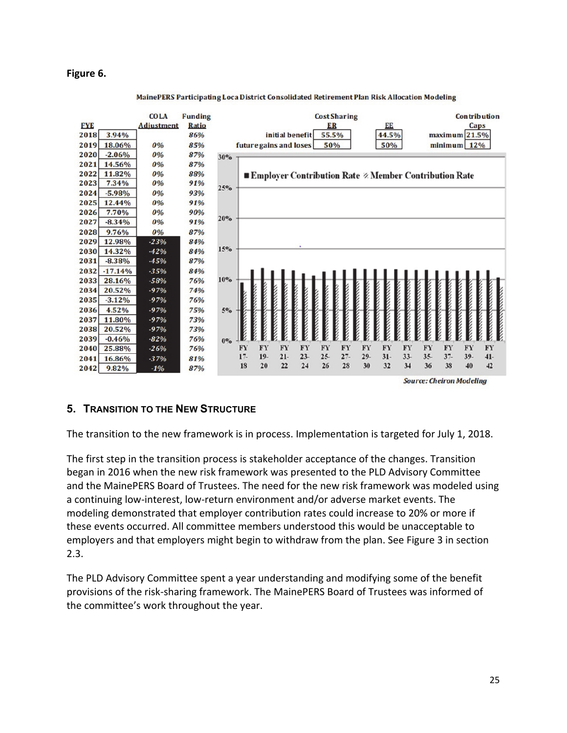**Figure 6.**

MainePERS Participating Loca District Consolidated Retirement Plan Risk Allocation Modeling

| FYE | | COLA Adjustment | Funding Ratio |
|---|---|---|---|
| 2018 | 3.94% | | 86% |
| 2019 | 18.06% | 0% | 85% |
| 2020 | -2.06% | 0% | 87% |
| 2021 | 14.56% | 0% | 87% |
| 2022 | 11.82% | 0% | 88% |
| 2023 | 7.34% | 0% | 91% |
| 2024 | -5.98% | 0% | 93% |
| 2025 | 12.44% | 0% | 91% |
| 2026 | 7.70% | 0% | 90% |
| 2027 | -8.34% | 0% | 91% |
| 2028 | 9.76% | 0% | 87% |
| 2029 | 12.98% | -23% | 84% |
| 2030 | 14.32% | -42% | 84% |
| 2031 | -8.38% | -45% | 87% |
| 2032 | -17.14% | -35% | 84% |
| 2033 | 28.16% | -58% | 76% |
| 2034 | 20.52% | -97% | 74% |
| 2035 | -3.12% | -97% | 76% |
| 2036 | 4.52% | -97% | 75% |
| 2037 | 11.80% | -97% | 73% |
| 2038 | 20.52% | -97% | 73% |
| 2039 | -0.46% | -82% | 76% |
| 2040 | 25.88% | -26% | 76% |
| 2041 | 16.86% | -37% | 81% |
| 2042 | 9.82% | -1% | 87% |

| Cost Sharing | ER | EE |
|---|---|---|
| initial benefit | 55.5% | 44.5% |
| future gains and loses | 50% | 50% |

| Contribution Caps | |
|---|---|
| maximum | 21.5% |
| minimum | 12% |

■ Employer Contribution Rate ▨ Member Contribution Rate

*Source: Cheiron Modeling*

## 5. Transition to the New Structure

The transition to the new framework is in process. Implementation is targeted for July 1, 2018.

The first step in the transition process is stakeholder acceptance of the changes. Transition began in 2016 when the new risk framework was presented to the PLD Advisory Committee and the MainePERS Board of Trustees. The need for the new risk framework was modeled using a continuing low-interest, low-return environment and/or adverse market events. The modeling demonstrated that employer contribution rates could increase to 20% or more if these events occurred. All committee members understood this would be unacceptable to employers and that employers might begin to withdraw from the plan. See Figure 3 in section 2.3.

The PLD Advisory Committee spent a year understanding and modifying some of the benefit provisions of the risk-sharing framework. The MainePERS Board of Trustees was informed of the committee's work throughout the year.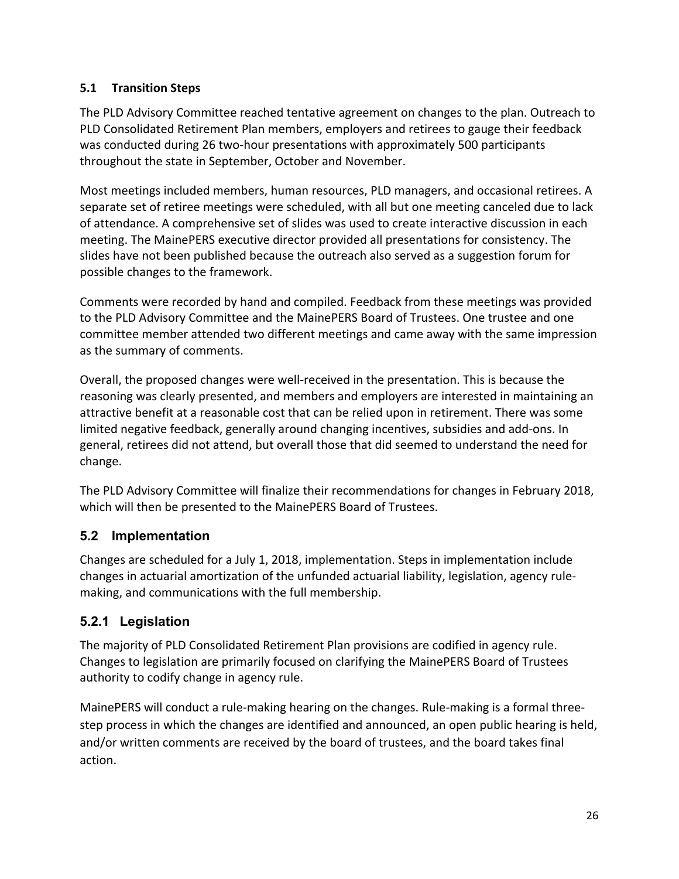### 5.1 Transition Steps

The PLD Advisory Committee reached tentative agreement on changes to the plan. Outreach to PLD Consolidated Retirement Plan members, employers and retirees to gauge their feedback was conducted during 26 two-hour presentations with approximately 500 participants throughout the state in September, October and November.

Most meetings included members, human resources, PLD managers, and occasional retirees. A separate set of retiree meetings were scheduled, with all but one meeting canceled due to lack of attendance. A comprehensive set of slides was used to create interactive discussion in each meeting. The MainePERS executive director provided all presentations for consistency. The slides have not been published because the outreach also served as a suggestion forum for possible changes to the framework.

Comments were recorded by hand and compiled. Feedback from these meetings was provided to the PLD Advisory Committee and the MainePERS Board of Trustees. One trustee and one committee member attended two different meetings and came away with the same impression as the summary of comments.

Overall, the proposed changes were well-received in the presentation. This is because the reasoning was clearly presented, and members and employers are interested in maintaining an attractive benefit at a reasonable cost that can be relied upon in retirement. There was some limited negative feedback, generally around changing incentives, subsidies and add-ons. In general, retirees did not attend, but overall those that did seemed to understand the need for change.

The PLD Advisory Committee will finalize their recommendations for changes in February 2018, which will then be presented to the MainePERS Board of Trustees.

## 5.2 Implementation

Changes are scheduled for a July 1, 2018, implementation. Steps in implementation include changes in actuarial amortization of the unfunded actuarial liability, legislation, agency rule-making, and communications with the full membership.

## 5.2.1 Legislation

The majority of PLD Consolidated Retirement Plan provisions are codified in agency rule. Changes to legislation are primarily focused on clarifying the MainePERS Board of Trustees authority to codify change in agency rule.

MainePERS will conduct a rule-making hearing on the changes. Rule-making is a formal three-step process in which the changes are identified and announced, an open public hearing is held, and/or written comments are received by the board of trustees, and the board takes final action.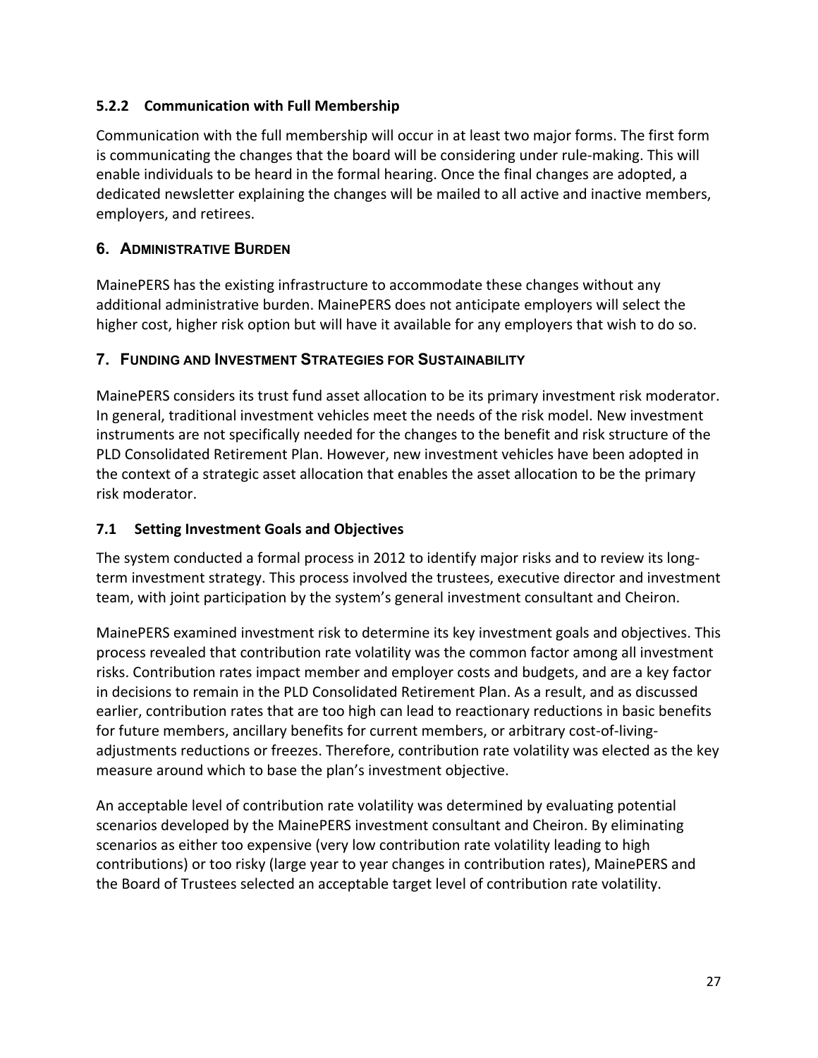### 5.2.2 Communication with Full Membership

Communication with the full membership will occur in at least two major forms. The first form is communicating the changes that the board will be considering under rule-making. This will enable individuals to be heard in the formal hearing. Once the final changes are adopted, a dedicated newsletter explaining the changes will be mailed to all active and inactive members, employers, and retirees.

## 6. Administrative Burden

MainePERS has the existing infrastructure to accommodate these changes without any additional administrative burden. MainePERS does not anticipate employers will select the higher cost, higher risk option but will have it available for any employers that wish to do so.

## 7. Funding and Investment Strategies for Sustainability

MainePERS considers its trust fund asset allocation to be its primary investment risk moderator. In general, traditional investment vehicles meet the needs of the risk model. New investment instruments are not specifically needed for the changes to the benefit and risk structure of the PLD Consolidated Retirement Plan. However, new investment vehicles have been adopted in the context of a strategic asset allocation that enables the asset allocation to be the primary risk moderator.

### 7.1 Setting Investment Goals and Objectives

The system conducted a formal process in 2012 to identify major risks and to review its long-term investment strategy. This process involved the trustees, executive director and investment team, with joint participation by the system's general investment consultant and Cheiron.

MainePERS examined investment risk to determine its key investment goals and objectives. This process revealed that contribution rate volatility was the common factor among all investment risks. Contribution rates impact member and employer costs and budgets, and are a key factor in decisions to remain in the PLD Consolidated Retirement Plan. As a result, and as discussed earlier, contribution rates that are too high can lead to reactionary reductions in basic benefits for future members, ancillary benefits for current members, or arbitrary cost-of-living-adjustments reductions or freezes. Therefore, contribution rate volatility was elected as the key measure around which to base the plan's investment objective.

An acceptable level of contribution rate volatility was determined by evaluating potential scenarios developed by the MainePERS investment consultant and Cheiron. By eliminating scenarios as either too expensive (very low contribution rate volatility leading to high contributions) or too risky (large year to year changes in contribution rates), MainePERS and the Board of Trustees selected an acceptable target level of contribution rate volatility.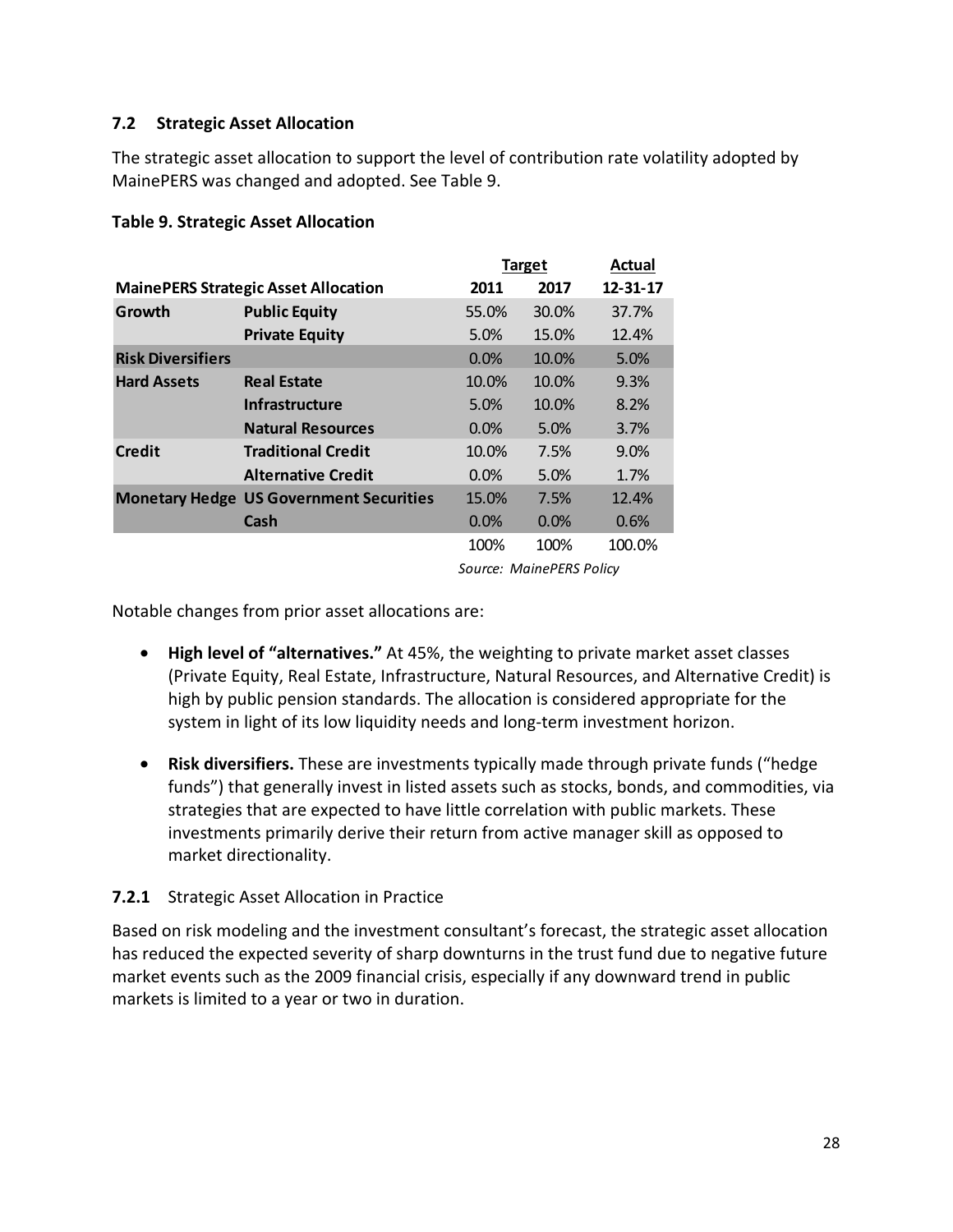### 7.2 Strategic Asset Allocation

The strategic asset allocation to support the level of contribution rate volatility adopted by MainePERS was changed and adopted. See Table 9.

**Table 9. Strategic Asset Allocation**

| MainePERS Strategic Asset Allocation | | Target 2011 | Target 2017 | Actual 12-31-17 |
|---|---|---|---|---|
| **Growth** | **Public Equity** | 55.0% | 30.0% | 37.7% |
| | **Private Equity** | 5.0% | 15.0% | 12.4% |
| **Risk Diversifiers** | | 0.0% | 10.0% | 5.0% |
| **Hard Assets** | **Real Estate** | 10.0% | 10.0% | 9.3% |
| | **Infrastructure** | 5.0% | 10.0% | 8.2% |
| | **Natural Resources** | 0.0% | 5.0% | 3.7% |
| **Credit** | **Traditional Credit** | 10.0% | 7.5% | 9.0% |
| | **Alternative Credit** | 0.0% | 5.0% | 1.7% |
| **Monetary Hedge** | **US Government Securities** | 15.0% | 7.5% | 12.4% |
| | **Cash** | 0.0% | 0.0% | 0.6% |
| | | 100% | 100% | 100.0% |

*Source: MainePERS Policy*

Notable changes from prior asset allocations are:

- **High level of "alternatives."** At 45%, the weighting to private market asset classes (Private Equity, Real Estate, Infrastructure, Natural Resources, and Alternative Credit) is high by public pension standards. The allocation is considered appropriate for the system in light of its low liquidity needs and long-term investment horizon.
- **Risk diversifiers.** These are investments typically made through private funds ("hedge funds") that generally invest in listed assets such as stocks, bonds, and commodities, via strategies that are expected to have little correlation with public markets. These investments primarily derive their return from active manager skill as opposed to market directionality.

#### 7.2.1 Strategic Asset Allocation in Practice

Based on risk modeling and the investment consultant's forecast, the strategic asset allocation has reduced the expected severity of sharp downturns in the trust fund due to negative future market events such as the 2009 financial crisis, especially if any downward trend in public markets is limited to a year or two in duration.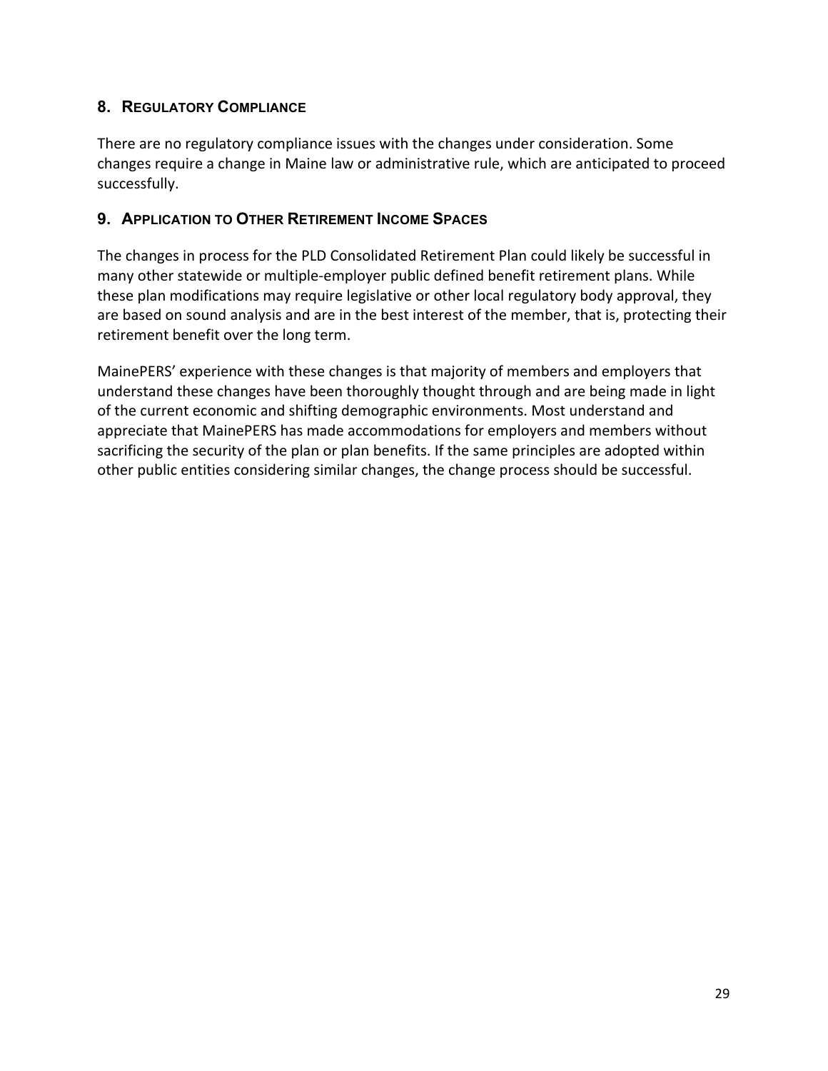## 8. Regulatory Compliance

There are no regulatory compliance issues with the changes under consideration. Some changes require a change in Maine law or administrative rule, which are anticipated to proceed successfully.

## 9. Application to Other Retirement Income Spaces

The changes in process for the PLD Consolidated Retirement Plan could likely be successful in many other statewide or multiple-employer public defined benefit retirement plans. While these plan modifications may require legislative or other local regulatory body approval, they are based on sound analysis and are in the best interest of the member, that is, protecting their retirement benefit over the long term.

MainePERS' experience with these changes is that majority of members and employers that understand these changes have been thoroughly thought through and are being made in light of the current economic and shifting demographic environments. Most understand and appreciate that MainePERS has made accommodations for employers and members without sacrificing the security of the plan or plan benefits. If the same principles are adopted within other public entities considering similar changes, the change process should be successful.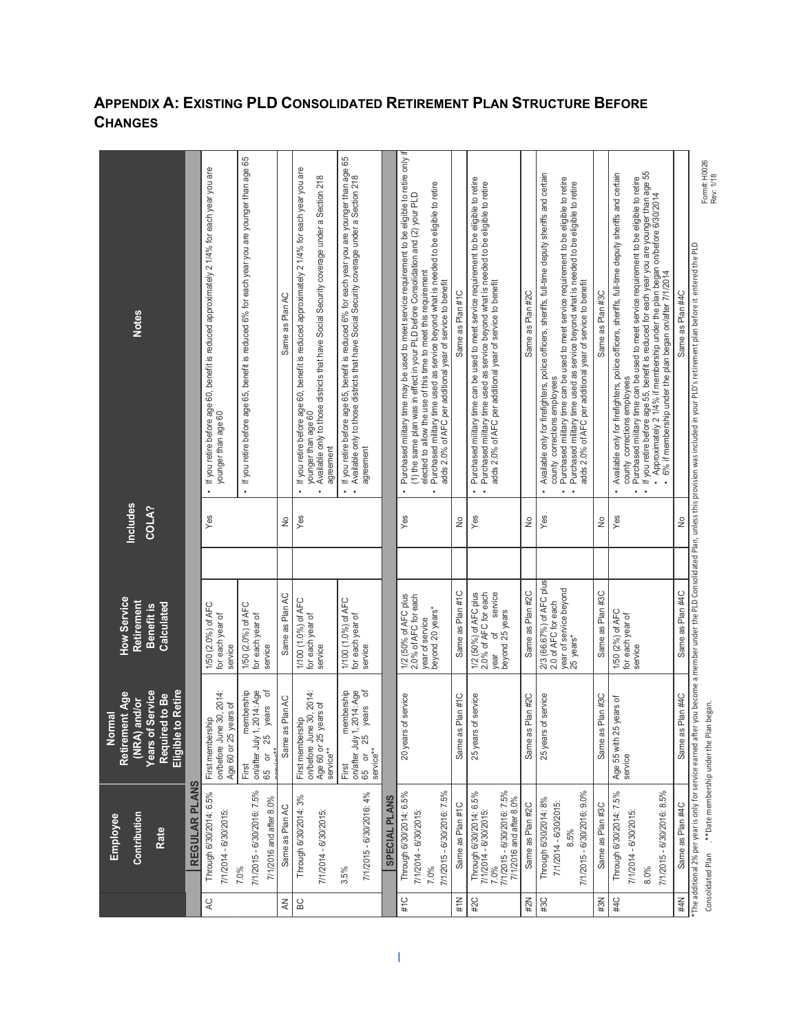## APPENDIX A: EXISTING PLD CONSOLIDATED RETIREMENT PLAN STRUCTURE BEFORE CHANGES

| | Employee Contribution Rate | Normal Retirement Age (NRA) and/or Years of Service Required to Be Eligible to Retire | How Service Retirement Benefit is Calculated | Includes COLA? | Notes |
|---|---|---|---|---|---|
| | **REGULAR PLANS** | | | | |
| AC | Through 6/30/2014: 6.5%<br>7/1/2014 - 6/30/2015: 7.0%<br>7/1/2015 - 6/30/2016: 7.5%<br>7/1/2016 and after 8.0% | First membership on/before June 30, 2014: Age 60 or 25 years of service<br>First membership on/after July 1, 2014: Age 65 or 25 years of service** | 1/50 (2.0%) of AFC for each year of service<br>1/50 (2.0%) of AFC for each year of service | Yes | • If you retire before age 60, benefit is reduced approximately 2 1/4% for each year you are younger than age 60<br>• If you retire before age 65, benefit is reduced 6% for each year you are younger than age 65 |
| AN | Same as Plan AC | Same as Plan AC | Same as Plan AC | No | Same as Plan AC |
| BC | Through 6/30/2014: 3%<br>7/1/2014 - 6/30/2015: 3.5%<br>7/1/2015 - 6/30/2016: 4% | First membership on/before June 30, 2014: Age 60 or 25 years of service**<br>First membership on/after July 1, 2014: Age 65 or 25 years of service** | 1/100 (1.0%) of AFC for each year of service<br>1/100 (1.0%) of AFC for each year of service | Yes | • If you retire before age 60, benefit is reduced approximately 2 1/4% for each year you are younger than age 60<br>• Available only to those districts that have Social Security coverage under a Section 218 agreement<br>• If you retire before age 65, benefit is reduced 6% for each year you are younger than age 65<br>• Available only to those districts that have Social Security coverage under a Section 218 agreement |
| | **SPECIAL PLANS** | | | | |
| #1C | Through 6/30/2014: 6.5%<br>7/1/2014 - 6/30/2015: 7.0%<br>7/1/2015 - 6/30/2016: 7.5% | 20 years of service | 1/2 (50% of AFC plus 2.0% of AFC for each year of service beyond 20 years* | Yes | • Purchased military time may be used to meet service requirement to be eligible to retire only if (1) the same plan was in effect in your PLD before Consolidation and (2) your PLD elected to allow the use of this time to meet this requirement<br>• Purchased military time used as service beyond what is needed to be eligible to retire adds 2.0% of AFC per additional year of service to benefit |
| #1N | Same as Plan #1C | Same as Plan #1C | Same as Plan #1C | No | Same as Plan #1C |
| #2C | Through 6/30/2014: 6.5%<br>7/1/2014 - 6/30/2015: 7.0%<br>7/1/2015 - 6/30/2016: 7.5%<br>7/1/2016 and after 8.0% | 25 years of service | 1/2 (50%) of AFC plus 2.0% of AFC for each year of service beyond 25 years | Yes | • Purchased military time can be used to meet service requirement to be eligible to retire<br>• Purchased military time used as service beyond what is needed to be eligible to retire adds 2.0% of AFC per additional year of service to benefit |
| #2N | Same as Plan #2C | Same as Plan #2C | Same as Plan #2C | No | Same as Plan #2C |
| #3C | Through 6/30/2014: 8%<br>7/1/2014 - 6/30/2015: 8.5%<br>7/1/2015 - 6/30/2016: 9.0% | 25 years of service | 2/3 (66.67%) of AFC plus 2.0 of AFC for each year of service beyond 25 years* | Yes | • Available only for firefighters, police officers, sheriffs, full-time deputy sheriffs and certain county corrections employees<br>• Purchased military time can be used to meet service requirement to be eligible to retire<br>• Purchased military time used as service beyond what is needed to be eligible to retire adds 2.0% of AFC per additional year of service to benefit |
| #3N | Same as Plan #3C | Same as Plan #3C | Same as Plan #3C | No | Same as Plan #3C |
| #4C | Through 6/30/2014: 7.5%<br>7/1/2014 - 6/30/2015: 8.0%<br>7/1/2015 - 6/30/2016: 8.5% | Age 55 with 25 years of service | 1/50 (2%) of AFC for each year of service | Yes | • Available only for firefighters, police officers, sheriffs, full-time deputy sheriffs and certain county corrections employees<br>• Purchased military time can be used to meet service requirement to be eligible to retire<br>• If you retire before age 55, benefit is reduced for each year you are younger than age 55<br>• Approximately 2 1/4% if membership under the plan began on/before 6/30/2014<br>• 6% if membership under the plan began on/after 7/1/2014 |
| #4N | Same as Plan #4C | Same as Plan #4C | Same as Plan #4C | No | Same as Plan #4C |

*The additional 2% per year is only for service earned after you become a member under the PLD Consolidated Plan, unless this provision was included in your PLD's retirement plan before it entered the PLD Consolidated Plan. **Date membership under the Plan began.

Form#: H0026
Rev: 1/18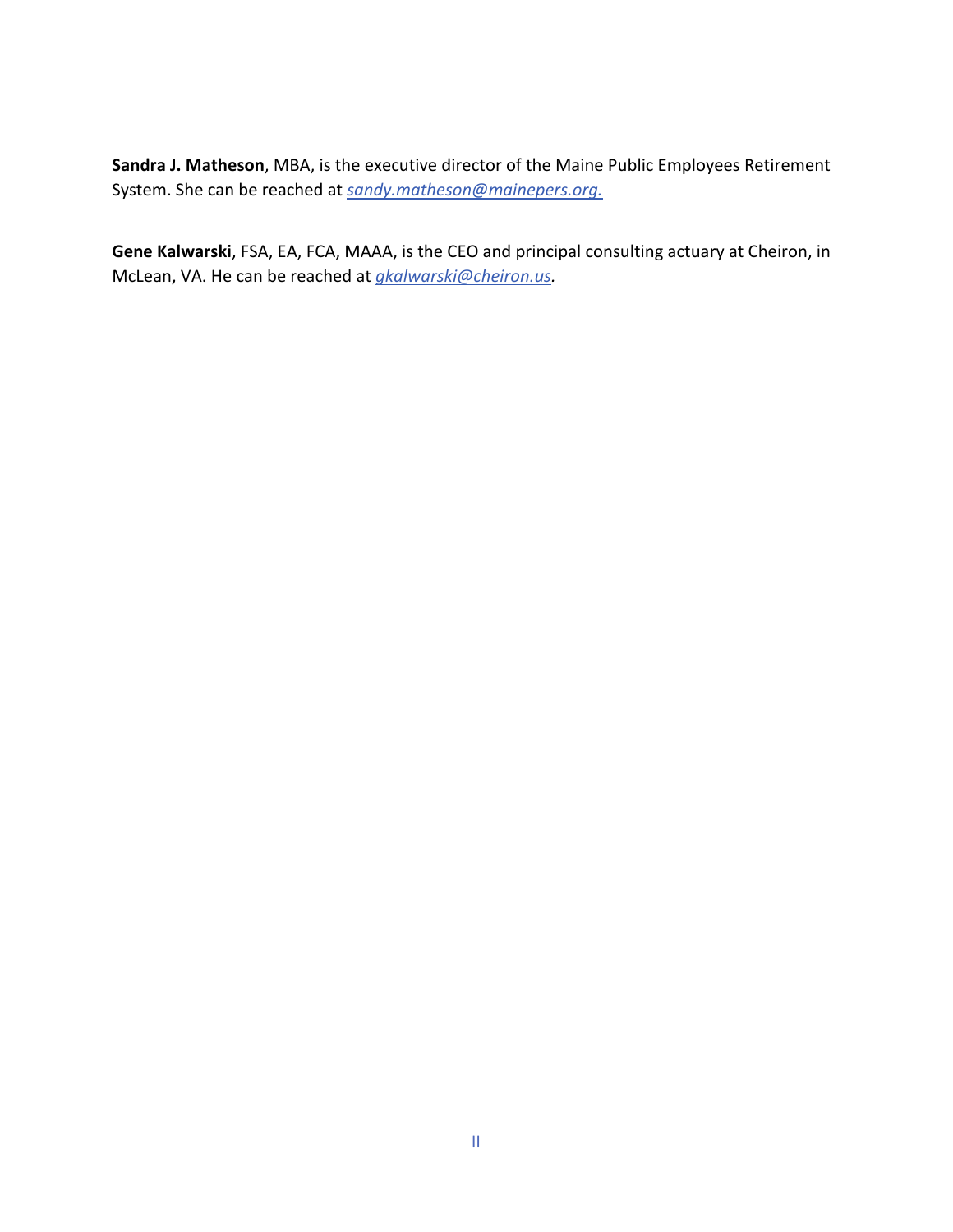**Sandra J. Matheson**, MBA, is the executive director of the Maine Public Employees Retirement System. She can be reached at *sandy.matheson@mainepers.org.*

**Gene Kalwarski**, FSA, EA, FCA, MAAA, is the CEO and principal consulting actuary at Cheiron, in McLean, VA. He can be reached at *gkalwarski@cheiron.us*.